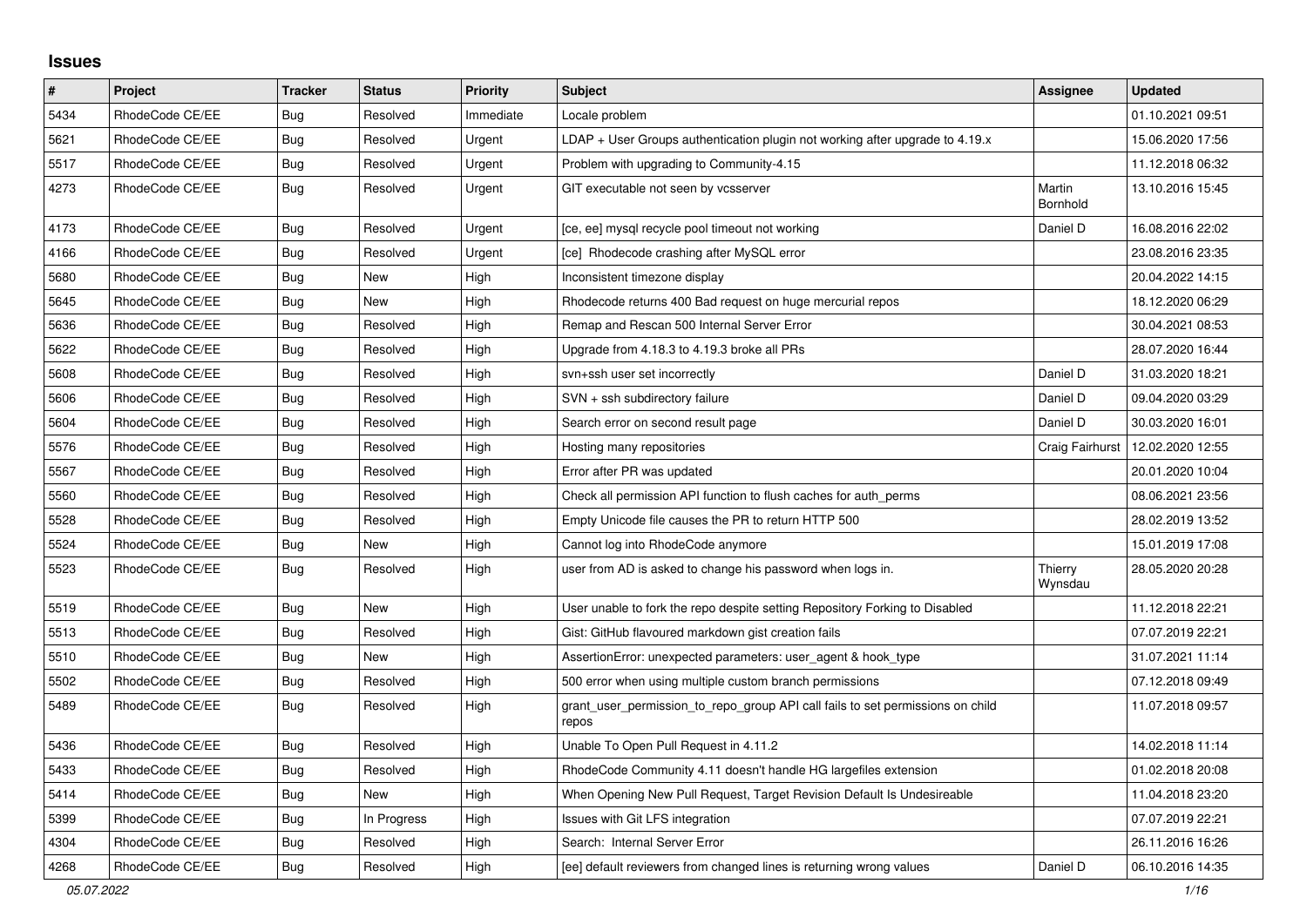## Issues

| # | Project | Tracker | Status | Priority | Subject | Assignee | Updated |
|---|---|---|---|---|---|---|---|
| 5434 | RhodeCode CE/EE | Bug | Resolved | Immediate | Locale problem | | 01.10.2021 09:51 |
| 5621 | RhodeCode CE/EE | Bug | Resolved | Urgent | LDAP + User Groups authentication plugin not working after upgrade to 4.19.x | | 15.06.2020 17:56 |
| 5517 | RhodeCode CE/EE | Bug | Resolved | Urgent | Problem with upgrading to Community-4.15 | | 11.12.2018 06:32 |
| 4273 | RhodeCode CE/EE | Bug | Resolved | Urgent | GIT executable not seen by vcsserver | Martin Bornhold | 13.10.2016 15:45 |
| 4173 | RhodeCode CE/EE | Bug | Resolved | Urgent | [ce, ee] mysql recycle pool timeout not working | Daniel D | 16.08.2016 22:02 |
| 4166 | RhodeCode CE/EE | Bug | Resolved | Urgent | [ce] Rhodecode crashing after MySQL error | | 23.08.2016 23:35 |
| 5680 | RhodeCode CE/EE | Bug | New | High | Inconsistent timezone display | | 20.04.2022 14:15 |
| 5645 | RhodeCode CE/EE | Bug | New | High | Rhodecode returns 400 Bad request on huge mercurial repos | | 18.12.2020 06:29 |
| 5636 | RhodeCode CE/EE | Bug | Resolved | High | Remap and Rescan 500 Internal Server Error | | 30.04.2021 08:53 |
| 5622 | RhodeCode CE/EE | Bug | Resolved | High | Upgrade from 4.18.3 to 4.19.3 broke all PRs | | 28.07.2020 16:44 |
| 5608 | RhodeCode CE/EE | Bug | Resolved | High | svn+ssh user set incorrectly | Daniel D | 31.03.2020 18:21 |
| 5606 | RhodeCode CE/EE | Bug | Resolved | High | SVN + ssh subdirectory failure | Daniel D | 09.04.2020 03:29 |
| 5604 | RhodeCode CE/EE | Bug | Resolved | High | Search error on second result page | Daniel D | 30.03.2020 16:01 |
| 5576 | RhodeCode CE/EE | Bug | Resolved | High | Hosting many repositories | Craig Fairhurst | 12.02.2020 12:55 |
| 5567 | RhodeCode CE/EE | Bug | Resolved | High | Error after PR was updated | | 20.01.2020 10:04 |
| 5560 | RhodeCode CE/EE | Bug | Resolved | High | Check all permission API function to flush caches for auth_perms | | 08.06.2021 23:56 |
| 5528 | RhodeCode CE/EE | Bug | Resolved | High | Empty Unicode file causes the PR to return HTTP 500 | | 28.02.2019 13:52 |
| 5524 | RhodeCode CE/EE | Bug | New | High | Cannot log into RhodeCode anymore | | 15.01.2019 17:08 |
| 5523 | RhodeCode CE/EE | Bug | Resolved | High | user from AD is asked to change his password when logs in. | Thierry Wynsdau | 28.05.2020 20:28 |
| 5519 | RhodeCode CE/EE | Bug | New | High | User unable to fork the repo despite setting Repository Forking to Disabled | | 11.12.2018 22:21 |
| 5513 | RhodeCode CE/EE | Bug | Resolved | High | Gist: GitHub flavoured markdown gist creation fails | | 07.07.2019 22:21 |
| 5510 | RhodeCode CE/EE | Bug | New | High | AssertionError: unexpected parameters: user_agent & hook_type | | 31.07.2021 11:14 |
| 5502 | RhodeCode CE/EE | Bug | Resolved | High | 500 error when using multiple custom branch permissions | | 07.12.2018 09:49 |
| 5489 | RhodeCode CE/EE | Bug | Resolved | High | grant_user_permission_to_repo_group API call fails to set permissions on child repos | | 11.07.2018 09:57 |
| 5436 | RhodeCode CE/EE | Bug | Resolved | High | Unable To Open Pull Request in 4.11.2 | | 14.02.2018 11:14 |
| 5433 | RhodeCode CE/EE | Bug | Resolved | High | RhodeCode Community 4.11 doesn't handle HG largefiles extension | | 01.02.2018 20:08 |
| 5414 | RhodeCode CE/EE | Bug | New | High | When Opening New Pull Request, Target Revision Default Is Undesireable | | 11.04.2018 23:20 |
| 5399 | RhodeCode CE/EE | Bug | In Progress | High | Issues with Git LFS integration | | 07.07.2019 22:21 |
| 4304 | RhodeCode CE/EE | Bug | Resolved | High | Search: Internal Server Error | | 26.11.2016 16:26 |
| 4268 | RhodeCode CE/EE | Bug | Resolved | High | [ee] default reviewers from changed lines is returning wrong values | Daniel D | 06.10.2016 14:35 |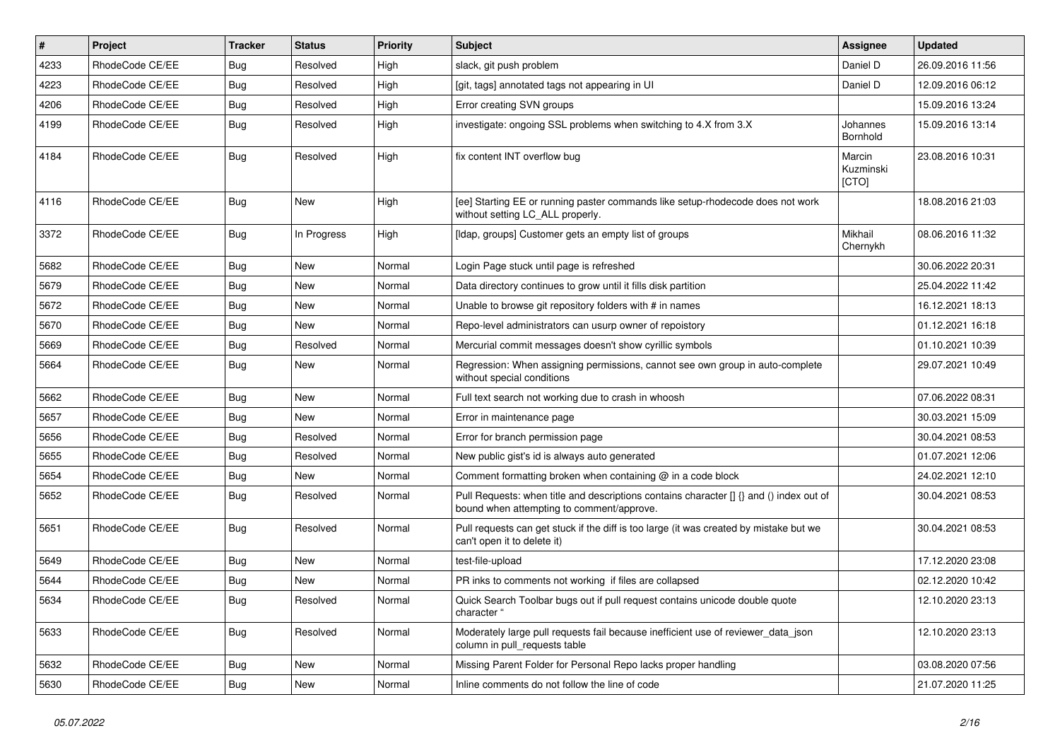| # | Project | Tracker | Status | Priority | Subject | Assignee | Updated |
|---|---|---|---|---|---|---|---|
| 4233 | RhodeCode CE/EE | Bug | Resolved | High | slack, git push problem | Daniel D | 26.09.2016 11:56 |
| 4223 | RhodeCode CE/EE | Bug | Resolved | High | [git, tags] annotated tags not appearing in UI | Daniel D | 12.09.2016 06:12 |
| 4206 | RhodeCode CE/EE | Bug | Resolved | High | Error creating SVN groups | | 15.09.2016 13:24 |
| 4199 | RhodeCode CE/EE | Bug | Resolved | High | investigate: ongoing SSL problems when switching to 4.X from 3.X | Johannes Bornhold | 15.09.2016 13:14 |
| 4184 | RhodeCode CE/EE | Bug | Resolved | High | fix content INT overflow bug | Marcin Kuzminski [CTO] | 23.08.2016 10:31 |
| 4116 | RhodeCode CE/EE | Bug | New | High | [ee] Starting EE or running paster commands like setup-rhodecode does not work without setting LC_ALL properly. | | 18.08.2016 21:03 |
| 3372 | RhodeCode CE/EE | Bug | In Progress | High | [ldap, groups] Customer gets an empty list of groups | Mikhail Chernykh | 08.06.2016 11:32 |
| 5682 | RhodeCode CE/EE | Bug | New | Normal | Login Page stuck until page is refreshed | | 30.06.2022 20:31 |
| 5679 | RhodeCode CE/EE | Bug | New | Normal | Data directory continues to grow until it fills disk partition | | 25.04.2022 11:42 |
| 5672 | RhodeCode CE/EE | Bug | New | Normal | Unable to browse git repository folders with # in names | | 16.12.2021 18:13 |
| 5670 | RhodeCode CE/EE | Bug | New | Normal | Repo-level administrators can usurp owner of repoistory | | 01.12.2021 16:18 |
| 5669 | RhodeCode CE/EE | Bug | Resolved | Normal | Mercurial commit messages doesn't show cyrillic symbols | | 01.10.2021 10:39 |
| 5664 | RhodeCode CE/EE | Bug | New | Normal | Regression: When assigning permissions, cannot see own group in auto-complete without special conditions | | 29.07.2021 10:49 |
| 5662 | RhodeCode CE/EE | Bug | New | Normal | Full text search not working due to crash in whoosh | | 07.06.2022 08:31 |
| 5657 | RhodeCode CE/EE | Bug | New | Normal | Error in maintenance page | | 30.03.2021 15:09 |
| 5656 | RhodeCode CE/EE | Bug | Resolved | Normal | Error for branch permission page | | 30.04.2021 08:53 |
| 5655 | RhodeCode CE/EE | Bug | Resolved | Normal | New public gist's id is always auto generated | | 01.07.2021 12:06 |
| 5654 | RhodeCode CE/EE | Bug | New | Normal | Comment formatting broken when containing @ in a code block | | 24.02.2021 12:10 |
| 5652 | RhodeCode CE/EE | Bug | Resolved | Normal | Pull Requests: when title and descriptions contains character [] {} and () index out of bound when attempting to comment/approve. | | 30.04.2021 08:53 |
| 5651 | RhodeCode CE/EE | Bug | Resolved | Normal | Pull requests can get stuck if the diff is too large (it was created by mistake but we can't open it to delete it) | | 30.04.2021 08:53 |
| 5649 | RhodeCode CE/EE | Bug | New | Normal | test-file-upload | | 17.12.2020 23:08 |
| 5644 | RhodeCode CE/EE | Bug | New | Normal | PR inks to comments not working if files are collapsed | | 02.12.2020 10:42 |
| 5634 | RhodeCode CE/EE | Bug | Resolved | Normal | Quick Search Toolbar bugs out if pull request contains unicode double quote character " | | 12.10.2020 23:13 |
| 5633 | RhodeCode CE/EE | Bug | Resolved | Normal | Moderately large pull requests fail because inefficient use of reviewer_data_json column in pull_requests table | | 12.10.2020 23:13 |
| 5632 | RhodeCode CE/EE | Bug | New | Normal | Missing Parent Folder for Personal Repo lacks proper handling | | 03.08.2020 07:56 |
| 5630 | RhodeCode CE/EE | Bug | New | Normal | Inline comments do not follow the line of code | | 21.07.2020 11:25 |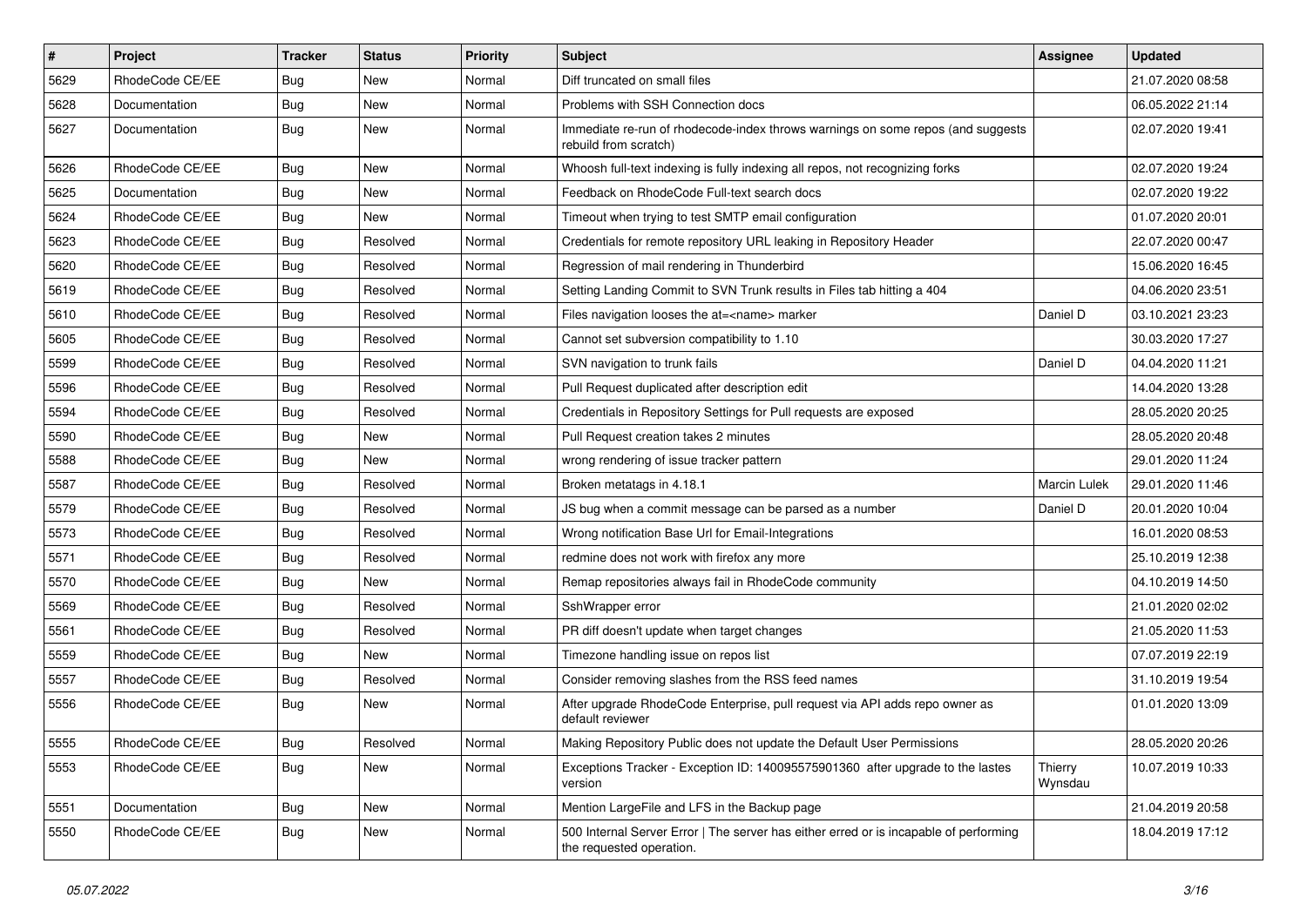| # | Project | Tracker | Status | Priority | Subject | Assignee | Updated |
|---|---|---|---|---|---|---|---|
| 5629 | RhodeCode CE/EE | Bug | New | Normal | Diff truncated on small files | | 21.07.2020 08:58 |
| 5628 | Documentation | Bug | New | Normal | Problems with SSH Connection docs | | 06.05.2022 21:14 |
| 5627 | Documentation | Bug | New | Normal | Immediate re-run of rhodecode-index throws warnings on some repos (and suggests rebuild from scratch) | | 02.07.2020 19:41 |
| 5626 | RhodeCode CE/EE | Bug | New | Normal | Whoosh full-text indexing is fully indexing all repos, not recognizing forks | | 02.07.2020 19:24 |
| 5625 | Documentation | Bug | New | Normal | Feedback on RhodeCode Full-text search docs | | 02.07.2020 19:22 |
| 5624 | RhodeCode CE/EE | Bug | New | Normal | Timeout when trying to test SMTP email configuration | | 01.07.2020 20:01 |
| 5623 | RhodeCode CE/EE | Bug | Resolved | Normal | Credentials for remote repository URL leaking in Repository Header | | 22.07.2020 00:47 |
| 5620 | RhodeCode CE/EE | Bug | Resolved | Normal | Regression of mail rendering in Thunderbird | | 15.06.2020 16:45 |
| 5619 | RhodeCode CE/EE | Bug | Resolved | Normal | Setting Landing Commit to SVN Trunk results in Files tab hitting a 404 | | 04.06.2020 23:51 |
| 5610 | RhodeCode CE/EE | Bug | Resolved | Normal | Files navigation looses the at=<name> marker | Daniel D | 03.10.2021 23:23 |
| 5605 | RhodeCode CE/EE | Bug | Resolved | Normal | Cannot set subversion compatibility to 1.10 | | 30.03.2020 17:27 |
| 5599 | RhodeCode CE/EE | Bug | Resolved | Normal | SVN navigation to trunk fails | Daniel D | 04.04.2020 11:21 |
| 5596 | RhodeCode CE/EE | Bug | Resolved | Normal | Pull Request duplicated after description edit | | 14.04.2020 13:28 |
| 5594 | RhodeCode CE/EE | Bug | Resolved | Normal | Credentials in Repository Settings for Pull requests are exposed | | 28.05.2020 20:25 |
| 5590 | RhodeCode CE/EE | Bug | New | Normal | Pull Request creation takes 2 minutes | | 28.05.2020 20:48 |
| 5588 | RhodeCode CE/EE | Bug | New | Normal | wrong rendering of issue tracker pattern | | 29.01.2020 11:24 |
| 5587 | RhodeCode CE/EE | Bug | Resolved | Normal | Broken metatags in 4.18.1 | Marcin Lulek | 29.01.2020 11:46 |
| 5579 | RhodeCode CE/EE | Bug | Resolved | Normal | JS bug when a commit message can be parsed as a number | Daniel D | 20.01.2020 10:04 |
| 5573 | RhodeCode CE/EE | Bug | Resolved | Normal | Wrong notification Base Url for Email-Integrations | | 16.01.2020 08:53 |
| 5571 | RhodeCode CE/EE | Bug | Resolved | Normal | redmine does not work with firefox any more | | 25.10.2019 12:38 |
| 5570 | RhodeCode CE/EE | Bug | New | Normal | Remap repositories always fail in RhodeCode community | | 04.10.2019 14:50 |
| 5569 | RhodeCode CE/EE | Bug | Resolved | Normal | SshWrapper error | | 21.01.2020 02:02 |
| 5561 | RhodeCode CE/EE | Bug | Resolved | Normal | PR diff doesn't update when target changes | | 21.05.2020 11:53 |
| 5559 | RhodeCode CE/EE | Bug | New | Normal | Timezone handling issue on repos list | | 07.07.2019 22:19 |
| 5557 | RhodeCode CE/EE | Bug | Resolved | Normal | Consider removing slashes from the RSS feed names | | 31.10.2019 19:54 |
| 5556 | RhodeCode CE/EE | Bug | New | Normal | After upgrade RhodeCode Enterprise, pull request via API adds repo owner as default reviewer | | 01.01.2020 13:09 |
| 5555 | RhodeCode CE/EE | Bug | Resolved | Normal | Making Repository Public does not update the Default User Permissions | | 28.05.2020 20:26 |
| 5553 | RhodeCode CE/EE | Bug | New | Normal | Exceptions Tracker - Exception ID: 140095575901360 after upgrade to the lastes version | Thierry Wynsdau | 10.07.2019 10:33 |
| 5551 | Documentation | Bug | New | Normal | Mention LargeFile and LFS in the Backup page | | 21.04.2019 20:58 |
| 5550 | RhodeCode CE/EE | Bug | New | Normal | 500 Internal Server Error \| The server has either erred or is incapable of performing the requested operation. | | 18.04.2019 17:12 |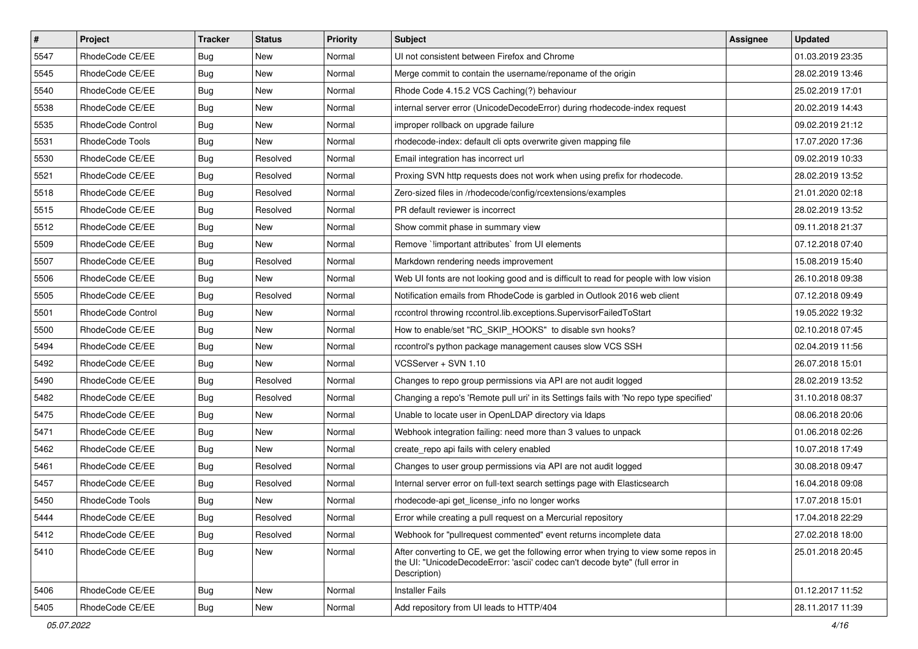| # | Project | Tracker | Status | Priority | Subject | Assignee | Updated |
|---|---|---|---|---|---|---|---|
| 5547 | RhodeCode CE/EE | Bug | New | Normal | UI not consistent between Firefox and Chrome | | 01.03.2019 23:35 |
| 5545 | RhodeCode CE/EE | Bug | New | Normal | Merge commit to contain the username/reponame of the origin | | 28.02.2019 13:46 |
| 5540 | RhodeCode CE/EE | Bug | New | Normal | Rhode Code 4.15.2 VCS Caching(?) behaviour | | 25.02.2019 17:01 |
| 5538 | RhodeCode CE/EE | Bug | New | Normal | internal server error (UnicodeDecodeError) during rhodecode-index request | | 20.02.2019 14:43 |
| 5535 | RhodeCode Control | Bug | New | Normal | improper rollback on upgrade failure | | 09.02.2019 21:12 |
| 5531 | RhodeCode Tools | Bug | New | Normal | rhodecode-index: default cli opts overwrite given mapping file | | 17.07.2020 17:36 |
| 5530 | RhodeCode CE/EE | Bug | Resolved | Normal | Email integration has incorrect url | | 09.02.2019 10:33 |
| 5521 | RhodeCode CE/EE | Bug | Resolved | Normal | Proxing SVN http requests does not work when using prefix for rhodecode. | | 28.02.2019 13:52 |
| 5518 | RhodeCode CE/EE | Bug | Resolved | Normal | Zero-sized files in /rhodecode/config/rcextensions/examples | | 21.01.2020 02:18 |
| 5515 | RhodeCode CE/EE | Bug | Resolved | Normal | PR default reviewer is incorrect | | 28.02.2019 13:52 |
| 5512 | RhodeCode CE/EE | Bug | New | Normal | Show commit phase in summary view | | 09.11.2018 21:37 |
| 5509 | RhodeCode CE/EE | Bug | New | Normal | Remove `!important attributes` from UI elements | | 07.12.2018 07:40 |
| 5507 | RhodeCode CE/EE | Bug | Resolved | Normal | Markdown rendering needs improvement | | 15.08.2019 15:40 |
| 5506 | RhodeCode CE/EE | Bug | New | Normal | Web UI fonts are not looking good and is difficult to read for people with low vision | | 26.10.2018 09:38 |
| 5505 | RhodeCode CE/EE | Bug | Resolved | Normal | Notification emails from RhodeCode is garbled in Outlook 2016 web client | | 07.12.2018 09:49 |
| 5501 | RhodeCode Control | Bug | New | Normal | rccontrol throwing rccontrol.lib.exceptions.SupervisorFailedToStart | | 19.05.2022 19:32 |
| 5500 | RhodeCode CE/EE | Bug | New | Normal | How to enable/set "RC_SKIP_HOOKS" to disable svn hooks? | | 02.10.2018 07:45 |
| 5494 | RhodeCode CE/EE | Bug | New | Normal | rccontrol's python package management causes slow VCS SSH | | 02.04.2019 11:56 |
| 5492 | RhodeCode CE/EE | Bug | New | Normal | VCSServer + SVN 1.10 | | 26.07.2018 15:01 |
| 5490 | RhodeCode CE/EE | Bug | Resolved | Normal | Changes to repo group permissions via API are not audit logged | | 28.02.2019 13:52 |
| 5482 | RhodeCode CE/EE | Bug | Resolved | Normal | Changing a repo's 'Remote pull uri' in its Settings fails with 'No repo type specified' | | 31.10.2018 08:37 |
| 5475 | RhodeCode CE/EE | Bug | New | Normal | Unable to locate user in OpenLDAP directory via ldaps | | 08.06.2018 20:06 |
| 5471 | RhodeCode CE/EE | Bug | New | Normal | Webhook integration failing: need more than 3 values to unpack | | 01.06.2018 02:26 |
| 5462 | RhodeCode CE/EE | Bug | New | Normal | create_repo api fails with celery enabled | | 10.07.2018 17:49 |
| 5461 | RhodeCode CE/EE | Bug | Resolved | Normal | Changes to user group permissions via API are not audit logged | | 30.08.2018 09:47 |
| 5457 | RhodeCode CE/EE | Bug | Resolved | Normal | Internal server error on full-text search settings page with Elasticsearch | | 16.04.2018 09:08 |
| 5450 | RhodeCode Tools | Bug | New | Normal | rhodecode-api get_license_info no longer works | | 17.07.2018 15:01 |
| 5444 | RhodeCode CE/EE | Bug | Resolved | Normal | Error while creating a pull request on a Mercurial repository | | 17.04.2018 22:29 |
| 5412 | RhodeCode CE/EE | Bug | Resolved | Normal | Webhook for "pullrequest commented" event returns incomplete data | | 27.02.2018 18:00 |
| 5410 | RhodeCode CE/EE | Bug | New | Normal | After converting to CE, we get the following error when trying to view some repos in the UI: "UnicodeDecodeError: 'ascii' codec can't decode byte" (full error in Description) | | 25.01.2018 20:45 |
| 5406 | RhodeCode CE/EE | Bug | New | Normal | Installer Fails | | 01.12.2017 11:52 |
| 5405 | RhodeCode CE/EE | Bug | New | Normal | Add repository from UI leads to HTTP/404 | | 28.11.2017 11:39 |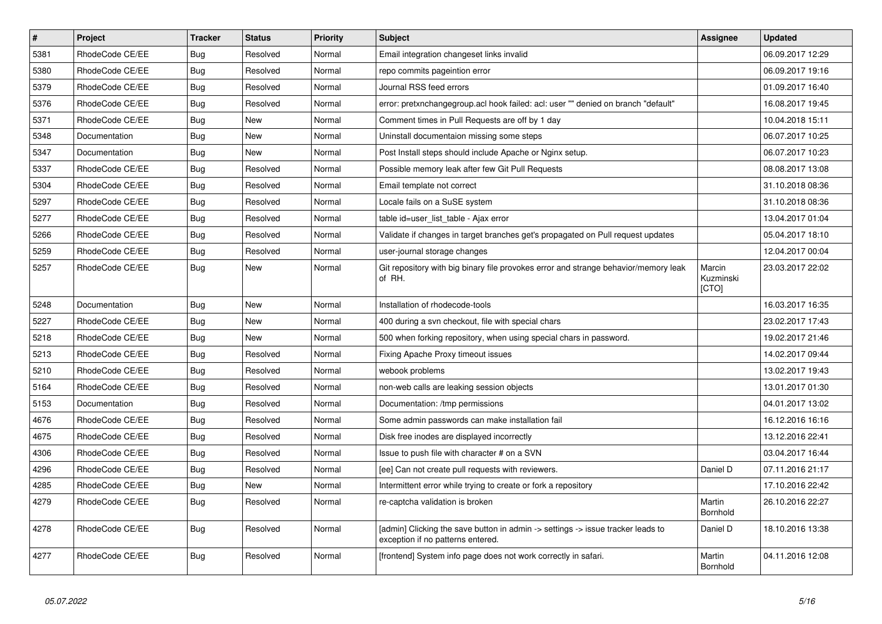| # | Project | Tracker | Status | Priority | Subject | Assignee | Updated |
| --- | --- | --- | --- | --- | --- | --- | --- |
| 5381 | RhodeCode CE/EE | Bug | Resolved | Normal | Email integration changeset links invalid | | 06.09.2017 12:29 |
| 5380 | RhodeCode CE/EE | Bug | Resolved | Normal | repo commits pageintion error | | 06.09.2017 19:16 |
| 5379 | RhodeCode CE/EE | Bug | Resolved | Normal | Journal RSS feed errors | | 01.09.2017 16:40 |
| 5376 | RhodeCode CE/EE | Bug | Resolved | Normal | error: pretxnchangegroup.acl hook failed: acl: user "" denied on branch "default" | | 16.08.2017 19:45 |
| 5371 | RhodeCode CE/EE | Bug | New | Normal | Comment times in Pull Requests are off by 1 day | | 10.04.2018 15:11 |
| 5348 | Documentation | Bug | New | Normal | Uninstall documentaion missing some steps | | 06.07.2017 10:25 |
| 5347 | Documentation | Bug | New | Normal | Post Install steps should include Apache or Nginx setup. | | 06.07.2017 10:23 |
| 5337 | RhodeCode CE/EE | Bug | Resolved | Normal | Possible memory leak after few Git Pull Requests | | 08.08.2017 13:08 |
| 5304 | RhodeCode CE/EE | Bug | Resolved | Normal | Email template not correct | | 31.10.2018 08:36 |
| 5297 | RhodeCode CE/EE | Bug | Resolved | Normal | Locale fails on a SuSE system | | 31.10.2018 08:36 |
| 5277 | RhodeCode CE/EE | Bug | Resolved | Normal | table id=user_list_table - Ajax error | | 13.04.2017 01:04 |
| 5266 | RhodeCode CE/EE | Bug | Resolved | Normal | Validate if changes in target branches get's propagated on Pull request updates | | 05.04.2017 18:10 |
| 5259 | RhodeCode CE/EE | Bug | Resolved | Normal | user-journal storage changes | | 12.04.2017 00:04 |
| 5257 | RhodeCode CE/EE | Bug | New | Normal | Git repository with big binary file provokes error and strange behavior/memory leak of RH. | Marcin Kuzminski [CTO] | 23.03.2017 22:02 |
| 5248 | Documentation | Bug | New | Normal | Installation of rhodecode-tools | | 16.03.2017 16:35 |
| 5227 | RhodeCode CE/EE | Bug | New | Normal | 400 during a svn checkout, file with special chars | | 23.02.2017 17:43 |
| 5218 | RhodeCode CE/EE | Bug | New | Normal | 500 when forking repository, when using special chars in password. | | 19.02.2017 21:46 |
| 5213 | RhodeCode CE/EE | Bug | Resolved | Normal | Fixing Apache Proxy timeout issues | | 14.02.2017 09:44 |
| 5210 | RhodeCode CE/EE | Bug | Resolved | Normal | webook problems | | 13.02.2017 19:43 |
| 5164 | RhodeCode CE/EE | Bug | Resolved | Normal | non-web calls are leaking session objects | | 13.01.2017 01:30 |
| 5153 | Documentation | Bug | Resolved | Normal | Documentation: /tmp permissions | | 04.01.2017 13:02 |
| 4676 | RhodeCode CE/EE | Bug | Resolved | Normal | Some admin passwords can make installation fail | | 16.12.2016 16:16 |
| 4675 | RhodeCode CE/EE | Bug | Resolved | Normal | Disk free inodes are displayed incorrectly | | 13.12.2016 22:41 |
| 4306 | RhodeCode CE/EE | Bug | Resolved | Normal | Issue to push file with character # on a SVN | | 03.04.2017 16:44 |
| 4296 | RhodeCode CE/EE | Bug | Resolved | Normal | [ee] Can not create pull requests with reviewers. | Daniel D | 07.11.2016 21:17 |
| 4285 | RhodeCode CE/EE | Bug | New | Normal | Intermittent error while trying to create or fork a repository | | 17.10.2016 22:42 |
| 4279 | RhodeCode CE/EE | Bug | Resolved | Normal | re-captcha validation is broken | Martin Bornhold | 26.10.2016 22:27 |
| 4278 | RhodeCode CE/EE | Bug | Resolved | Normal | [admin] Clicking the save button in admin -> settings -> issue tracker leads to exception if no patterns entered. | Daniel D | 18.10.2016 13:38 |
| 4277 | RhodeCode CE/EE | Bug | Resolved | Normal | [frontend] System info page does not work correctly in safari. | Martin Bornhold | 04.11.2016 12:08 |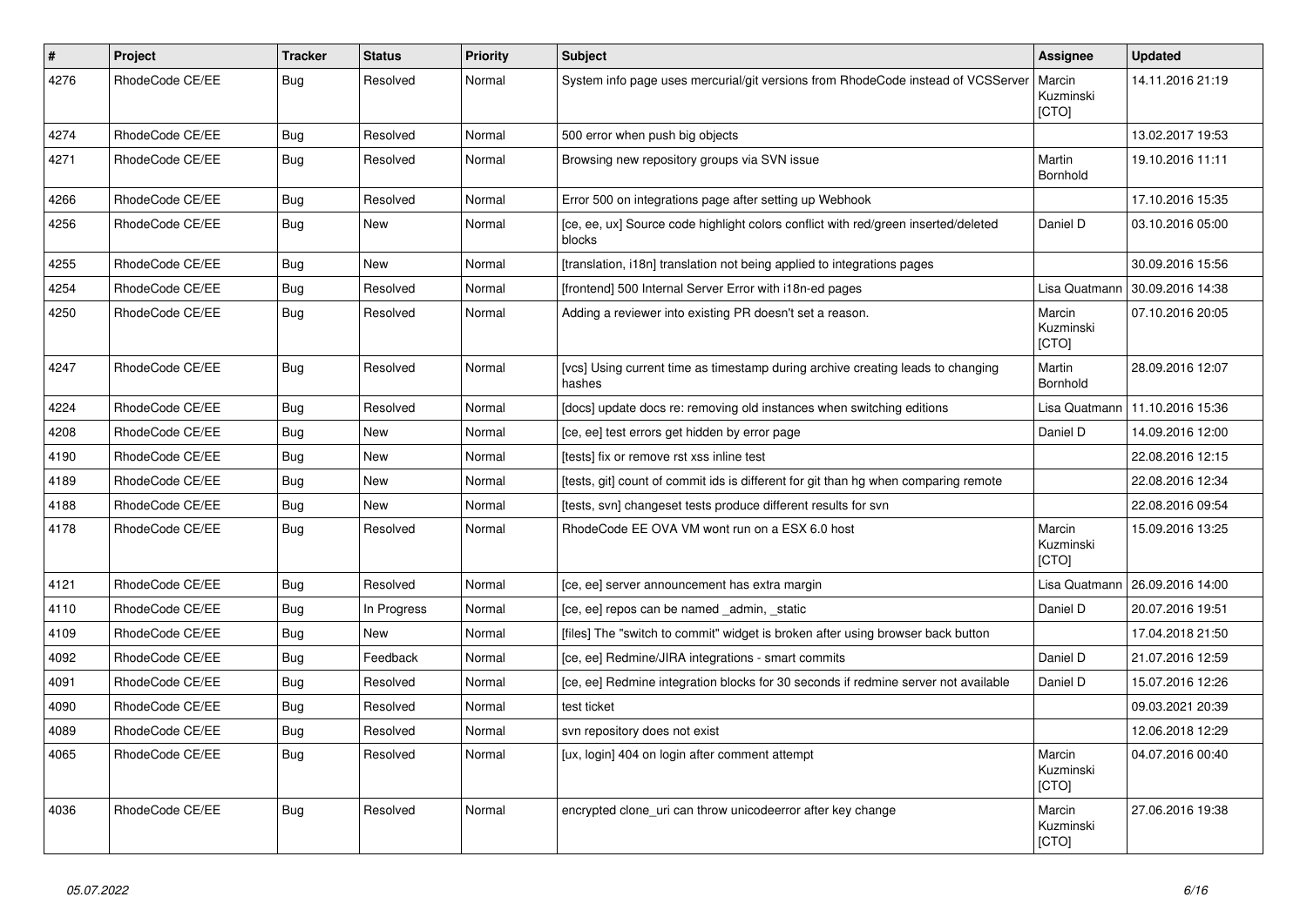| # | Project | Tracker | Status | Priority | Subject | Assignee | Updated |
|---|---|---|---|---|---|---|---|
| 4276 | RhodeCode CE/EE | Bug | Resolved | Normal | System info page uses mercurial/git versions from RhodeCode instead of VCSServer | Marcin Kuzminski [CTO] | 14.11.2016 21:19 |
| 4274 | RhodeCode CE/EE | Bug | Resolved | Normal | 500 error when push big objects | | 13.02.2017 19:53 |
| 4271 | RhodeCode CE/EE | Bug | Resolved | Normal | Browsing new repository groups via SVN issue | Martin Bornhold | 19.10.2016 11:11 |
| 4266 | RhodeCode CE/EE | Bug | Resolved | Normal | Error 500 on integrations page after setting up Webhook | | 17.10.2016 15:35 |
| 4256 | RhodeCode CE/EE | Bug | New | Normal | [ce, ee, ux] Source code highlight colors conflict with red/green inserted/deleted blocks | Daniel D | 03.10.2016 05:00 |
| 4255 | RhodeCode CE/EE | Bug | New | Normal | [translation, i18n] translation not being applied to integrations pages | | 30.09.2016 15:56 |
| 4254 | RhodeCode CE/EE | Bug | Resolved | Normal | [frontend] 500 Internal Server Error with i18n-ed pages | Lisa Quatmann | 30.09.2016 14:38 |
| 4250 | RhodeCode CE/EE | Bug | Resolved | Normal | Adding a reviewer into existing PR doesn't set a reason. | Marcin Kuzminski [CTO] | 07.10.2016 20:05 |
| 4247 | RhodeCode CE/EE | Bug | Resolved | Normal | [vcs] Using current time as timestamp during archive creating leads to changing hashes | Martin Bornhold | 28.09.2016 12:07 |
| 4224 | RhodeCode CE/EE | Bug | Resolved | Normal | [docs] update docs re: removing old instances when switching editions | Lisa Quatmann | 11.10.2016 15:36 |
| 4208 | RhodeCode CE/EE | Bug | New | Normal | [ce, ee] test errors get hidden by error page | Daniel D | 14.09.2016 12:00 |
| 4190 | RhodeCode CE/EE | Bug | New | Normal | [tests] fix or remove rst xss inline test | | 22.08.2016 12:15 |
| 4189 | RhodeCode CE/EE | Bug | New | Normal | [tests, git] count of commit ids is different for git than hg when comparing remote | | 22.08.2016 12:34 |
| 4188 | RhodeCode CE/EE | Bug | New | Normal | [tests, svn] changeset tests produce different results for svn | | 22.08.2016 09:54 |
| 4178 | RhodeCode CE/EE | Bug | Resolved | Normal | RhodeCode EE OVA VM wont run on a ESX 6.0 host | Marcin Kuzminski [CTO] | 15.09.2016 13:25 |
| 4121 | RhodeCode CE/EE | Bug | Resolved | Normal | [ce, ee] server announcement has extra margin | Lisa Quatmann | 26.09.2016 14:00 |
| 4110 | RhodeCode CE/EE | Bug | In Progress | Normal | [ce, ee] repos can be named _admin, _static | Daniel D | 20.07.2016 19:51 |
| 4109 | RhodeCode CE/EE | Bug | New | Normal | [files] The "switch to commit" widget is broken after using browser back button | | 17.04.2018 21:50 |
| 4092 | RhodeCode CE/EE | Bug | Feedback | Normal | [ce, ee] Redmine/JIRA integrations - smart commits | Daniel D | 21.07.2016 12:59 |
| 4091 | RhodeCode CE/EE | Bug | Resolved | Normal | [ce, ee] Redmine integration blocks for 30 seconds if redmine server not available | Daniel D | 15.07.2016 12:26 |
| 4090 | RhodeCode CE/EE | Bug | Resolved | Normal | test ticket | | 09.03.2021 20:39 |
| 4089 | RhodeCode CE/EE | Bug | Resolved | Normal | svn repository does not exist | | 12.06.2018 12:29 |
| 4065 | RhodeCode CE/EE | Bug | Resolved | Normal | [ux, login] 404 on login after comment attempt | Marcin Kuzminski [CTO] | 04.07.2016 00:40 |
| 4036 | RhodeCode CE/EE | Bug | Resolved | Normal | encrypted clone_uri can throw unicodeerror after key change | Marcin Kuzminski [CTO] | 27.06.2016 19:38 |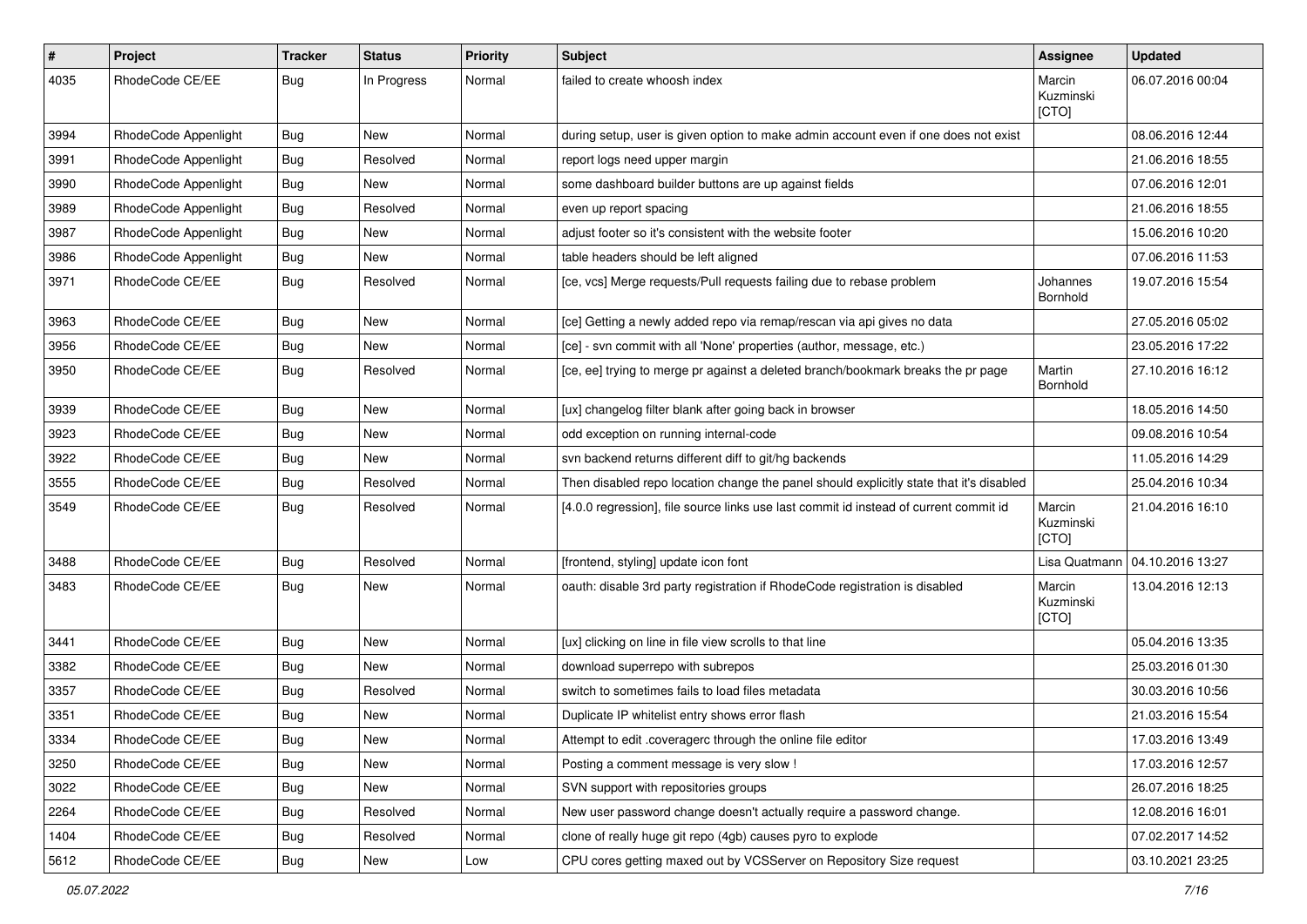| # | Project | Tracker | Status | Priority | Subject | Assignee | Updated |
|---|---|---|---|---|---|---|---|
| 4035 | RhodeCode CE/EE | Bug | In Progress | Normal | failed to create whoosh index | Marcin Kuzminski [CTO] | 06.07.2016 00:04 |
| 3994 | RhodeCode Appenlight | Bug | New | Normal | during setup, user is given option to make admin account even if one does not exist | | 08.06.2016 12:44 |
| 3991 | RhodeCode Appenlight | Bug | Resolved | Normal | report logs need upper margin | | 21.06.2016 18:55 |
| 3990 | RhodeCode Appenlight | Bug | New | Normal | some dashboard builder buttons are up against fields | | 07.06.2016 12:01 |
| 3989 | RhodeCode Appenlight | Bug | Resolved | Normal | even up report spacing | | 21.06.2016 18:55 |
| 3987 | RhodeCode Appenlight | Bug | New | Normal | adjust footer so it's consistent with the website footer | | 15.06.2016 10:20 |
| 3986 | RhodeCode Appenlight | Bug | New | Normal | table headers should be left aligned | | 07.06.2016 11:53 |
| 3971 | RhodeCode CE/EE | Bug | Resolved | Normal | [ce, vcs] Merge requests/Pull requests failing due to rebase problem | Johannes Bornhold | 19.07.2016 15:54 |
| 3963 | RhodeCode CE/EE | Bug | New | Normal | [ce] Getting a newly added repo via remap/rescan via api gives no data | | 27.05.2016 05:02 |
| 3956 | RhodeCode CE/EE | Bug | New | Normal | [ce] - svn commit with all 'None' properties (author, message, etc.) | | 23.05.2016 17:22 |
| 3950 | RhodeCode CE/EE | Bug | Resolved | Normal | [ce, ee] trying to merge pr against a deleted branch/bookmark breaks the pr page | Martin Bornhold | 27.10.2016 16:12 |
| 3939 | RhodeCode CE/EE | Bug | New | Normal | [ux] changelog filter blank after going back in browser | | 18.05.2016 14:50 |
| 3923 | RhodeCode CE/EE | Bug | New | Normal | odd exception on running internal-code | | 09.08.2016 10:54 |
| 3922 | RhodeCode CE/EE | Bug | New | Normal | svn backend returns different diff to git/hg backends | | 11.05.2016 14:29 |
| 3555 | RhodeCode CE/EE | Bug | Resolved | Normal | Then disabled repo location change the panel should explicitly state that it's disabled | | 25.04.2016 10:34 |
| 3549 | RhodeCode CE/EE | Bug | Resolved | Normal | [4.0.0 regression], file source links use last commit id instead of current commit id | Marcin Kuzminski [CTO] | 21.04.2016 16:10 |
| 3488 | RhodeCode CE/EE | Bug | Resolved | Normal | [frontend, styling] update icon font | Lisa Quatmann | 04.10.2016 13:27 |
| 3483 | RhodeCode CE/EE | Bug | New | Normal | oauth: disable 3rd party registration if RhodeCode registration is disabled | Marcin Kuzminski [CTO] | 13.04.2016 12:13 |
| 3441 | RhodeCode CE/EE | Bug | New | Normal | [ux] clicking on line in file view scrolls to that line | | 05.04.2016 13:35 |
| 3382 | RhodeCode CE/EE | Bug | New | Normal | download superrepo with subrepos | | 25.03.2016 01:30 |
| 3357 | RhodeCode CE/EE | Bug | Resolved | Normal | switch to sometimes fails to load files metadata | | 30.03.2016 10:56 |
| 3351 | RhodeCode CE/EE | Bug | New | Normal | Duplicate IP whitelist entry shows error flash | | 21.03.2016 15:54 |
| 3334 | RhodeCode CE/EE | Bug | New | Normal | Attempt to edit .coveragerc through the online file editor | | 17.03.2016 13:49 |
| 3250 | RhodeCode CE/EE | Bug | New | Normal | Posting a comment message is very slow ! | | 17.03.2016 12:57 |
| 3022 | RhodeCode CE/EE | Bug | New | Normal | SVN support with repositories groups | | 26.07.2016 18:25 |
| 2264 | RhodeCode CE/EE | Bug | Resolved | Normal | New user password change doesn't actually require a password change. | | 12.08.2016 16:01 |
| 1404 | RhodeCode CE/EE | Bug | Resolved | Normal | clone of really huge git repo (4gb) causes pyro to explode | | 07.02.2017 14:52 |
| 5612 | RhodeCode CE/EE | Bug | New | Low | CPU cores getting maxed out by VCSServer on Repository Size request | | 03.10.2021 23:25 |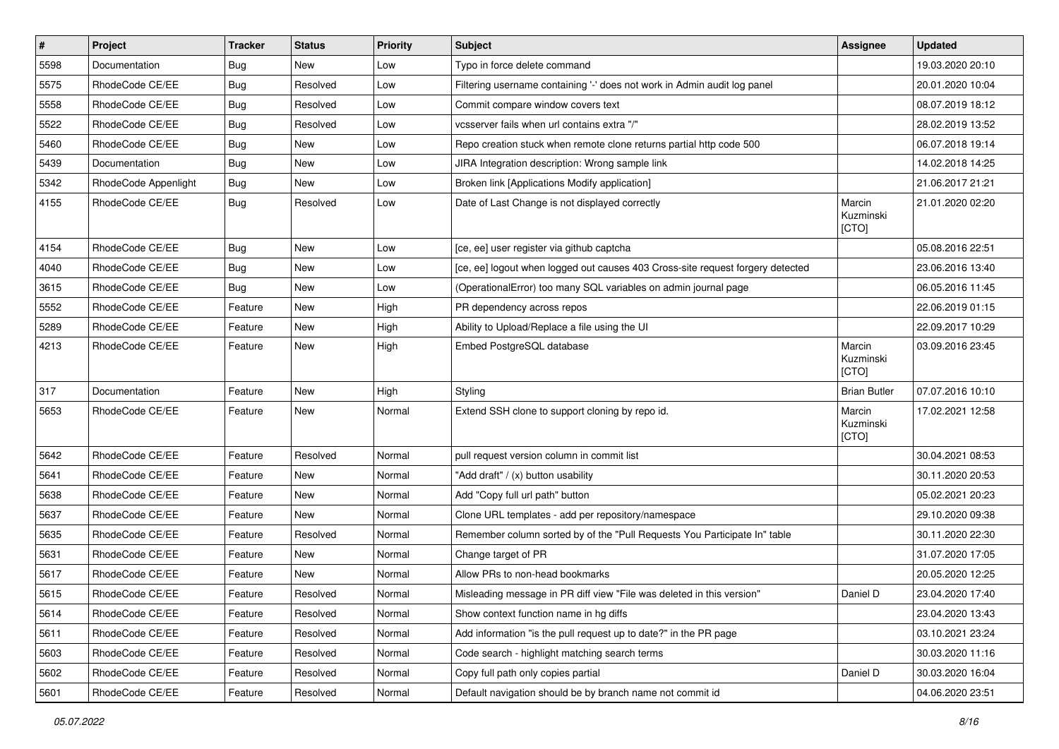| # | Project | Tracker | Status | Priority | Subject | Assignee | Updated |
| --- | --- | --- | --- | --- | --- | --- | --- |
| 5598 | Documentation | Bug | New | Low | Typo in force delete command | | 19.03.2020 20:10 |
| 5575 | RhodeCode CE/EE | Bug | Resolved | Low | Filtering username containing '-' does not work in Admin audit log panel | | 20.01.2020 10:04 |
| 5558 | RhodeCode CE/EE | Bug | Resolved | Low | Commit compare window covers text | | 08.07.2019 18:12 |
| 5522 | RhodeCode CE/EE | Bug | Resolved | Low | vcsserver fails when url contains extra "/" | | 28.02.2019 13:52 |
| 5460 | RhodeCode CE/EE | Bug | New | Low | Repo creation stuck when remote clone returns partial http code 500 | | 06.07.2018 19:14 |
| 5439 | Documentation | Bug | New | Low | JIRA Integration description: Wrong sample link | | 14.02.2018 14:25 |
| 5342 | RhodeCode Appenlight | Bug | New | Low | Broken link [Applications Modify application] | | 21.06.2017 21:21 |
| 4155 | RhodeCode CE/EE | Bug | Resolved | Low | Date of Last Change is not displayed correctly | Marcin Kuzminski [CTO] | 21.01.2020 02:20 |
| 4154 | RhodeCode CE/EE | Bug | New | Low | [ce, ee] user register via github captcha | | 05.08.2016 22:51 |
| 4040 | RhodeCode CE/EE | Bug | New | Low | [ce, ee] logout when logged out causes 403 Cross-site request forgery detected | | 23.06.2016 13:40 |
| 3615 | RhodeCode CE/EE | Bug | New | Low | (OperationalError) too many SQL variables on admin journal page | | 06.05.2016 11:45 |
| 5552 | RhodeCode CE/EE | Feature | New | High | PR dependency across repos | | 22.06.2019 01:15 |
| 5289 | RhodeCode CE/EE | Feature | New | High | Ability to Upload/Replace a file using the UI | | 22.09.2017 10:29 |
| 4213 | RhodeCode CE/EE | Feature | New | High | Embed PostgreSQL database | Marcin Kuzminski [CTO] | 03.09.2016 23:45 |
| 317 | Documentation | Feature | New | High | Styling | Brian Butler | 07.07.2016 10:10 |
| 5653 | RhodeCode CE/EE | Feature | New | Normal | Extend SSH clone to support cloning by repo id. | Marcin Kuzminski [CTO] | 17.02.2021 12:58 |
| 5642 | RhodeCode CE/EE | Feature | Resolved | Normal | pull request version column in commit list | | 30.04.2021 08:53 |
| 5641 | RhodeCode CE/EE | Feature | New | Normal | "Add draft" / (x) button usability | | 30.11.2020 20:53 |
| 5638 | RhodeCode CE/EE | Feature | New | Normal | Add "Copy full url path" button | | 05.02.2021 20:23 |
| 5637 | RhodeCode CE/EE | Feature | New | Normal | Clone URL templates - add per repository/namespace | | 29.10.2020 09:38 |
| 5635 | RhodeCode CE/EE | Feature | Resolved | Normal | Remember column sorted by of the "Pull Requests You Participate In" table | | 30.11.2020 22:30 |
| 5631 | RhodeCode CE/EE | Feature | New | Normal | Change target of PR | | 31.07.2020 17:05 |
| 5617 | RhodeCode CE/EE | Feature | New | Normal | Allow PRs to non-head bookmarks | | 20.05.2020 12:25 |
| 5615 | RhodeCode CE/EE | Feature | Resolved | Normal | Misleading message in PR diff view "File was deleted in this version" | Daniel D | 23.04.2020 17:40 |
| 5614 | RhodeCode CE/EE | Feature | Resolved | Normal | Show context function name in hg diffs | | 23.04.2020 13:43 |
| 5611 | RhodeCode CE/EE | Feature | Resolved | Normal | Add information "is the pull request up to date?" in the PR page | | 03.10.2021 23:24 |
| 5603 | RhodeCode CE/EE | Feature | Resolved | Normal | Code search - highlight matching search terms | | 30.03.2020 11:16 |
| 5602 | RhodeCode CE/EE | Feature | Resolved | Normal | Copy full path only copies partial | Daniel D | 30.03.2020 16:04 |
| 5601 | RhodeCode CE/EE | Feature | Resolved | Normal | Default navigation should be by branch name not commit id | | 04.06.2020 23:51 |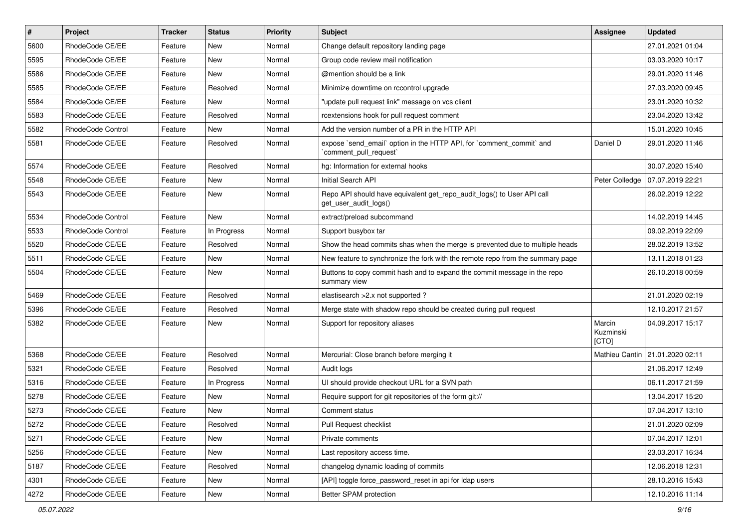| # | Project | Tracker | Status | Priority | Subject | Assignee | Updated |
|---|---|---|---|---|---|---|---|
| 5600 | RhodeCode CE/EE | Feature | New | Normal | Change default repository landing page | | 27.01.2021 01:04 |
| 5595 | RhodeCode CE/EE | Feature | New | Normal | Group code review mail notification | | 03.03.2020 10:17 |
| 5586 | RhodeCode CE/EE | Feature | New | Normal | @mention should be a link | | 29.01.2020 11:46 |
| 5585 | RhodeCode CE/EE | Feature | Resolved | Normal | Minimize downtime on rccontrol upgrade | | 27.03.2020 09:45 |
| 5584 | RhodeCode CE/EE | Feature | New | Normal | "update pull request link" message on vcs client | | 23.01.2020 10:32 |
| 5583 | RhodeCode CE/EE | Feature | Resolved | Normal | rcextensions hook for pull request comment | | 23.04.2020 13:42 |
| 5582 | RhodeCode Control | Feature | New | Normal | Add the version number of a PR in the HTTP API | | 15.01.2020 10:45 |
| 5581 | RhodeCode CE/EE | Feature | Resolved | Normal | expose `send_email` option in the HTTP API, for `comment_commit` and `comment_pull_request` | Daniel D | 29.01.2020 11:46 |
| 5574 | RhodeCode CE/EE | Feature | Resolved | Normal | hg: Information for external hooks | | 30.07.2020 15:40 |
| 5548 | RhodeCode CE/EE | Feature | New | Normal | Initial Search API | Peter Colledge | 07.07.2019 22:21 |
| 5543 | RhodeCode CE/EE | Feature | New | Normal | Repo API should have equivalent get_repo_audit_logs() to User API call get_user_audit_logs() | | 26.02.2019 12:22 |
| 5534 | RhodeCode Control | Feature | New | Normal | extract/preload subcommand | | 14.02.2019 14:45 |
| 5533 | RhodeCode Control | Feature | In Progress | Normal | Support busybox tar | | 09.02.2019 22:09 |
| 5520 | RhodeCode CE/EE | Feature | Resolved | Normal | Show the head commits shas when the merge is prevented due to multiple heads | | 28.02.2019 13:52 |
| 5511 | RhodeCode CE/EE | Feature | New | Normal | New feature to synchronize the fork with the remote repo from the summary page | | 13.11.2018 01:23 |
| 5504 | RhodeCode CE/EE | Feature | New | Normal | Buttons to copy commit hash and to expand the commit message in the repo summary view | | 26.10.2018 00:59 |
| 5469 | RhodeCode CE/EE | Feature | Resolved | Normal | elastisearch >2.x not supported ? | | 21.01.2020 02:19 |
| 5396 | RhodeCode CE/EE | Feature | Resolved | Normal | Merge state with shadow repo should be created during pull request | | 12.10.2017 21:57 |
| 5382 | RhodeCode CE/EE | Feature | New | Normal | Support for repository aliases | Marcin Kuzminski [CTO] | 04.09.2017 15:17 |
| 5368 | RhodeCode CE/EE | Feature | Resolved | Normal | Mercurial: Close branch before merging it | Mathieu Cantin | 21.01.2020 02:11 |
| 5321 | RhodeCode CE/EE | Feature | Resolved | Normal | Audit logs | | 21.06.2017 12:49 |
| 5316 | RhodeCode CE/EE | Feature | In Progress | Normal | UI should provide checkout URL for a SVN path | | 06.11.2017 21:59 |
| 5278 | RhodeCode CE/EE | Feature | New | Normal | Require support for git repositories of the form git:// | | 13.04.2017 15:20 |
| 5273 | RhodeCode CE/EE | Feature | New | Normal | Comment status | | 07.04.2017 13:10 |
| 5272 | RhodeCode CE/EE | Feature | Resolved | Normal | Pull Request checklist | | 21.01.2020 02:09 |
| 5271 | RhodeCode CE/EE | Feature | New | Normal | Private comments | | 07.04.2017 12:01 |
| 5256 | RhodeCode CE/EE | Feature | New | Normal | Last repository access time. | | 23.03.2017 16:34 |
| 5187 | RhodeCode CE/EE | Feature | Resolved | Normal | changelog dynamic loading of commits | | 12.06.2018 12:31 |
| 4301 | RhodeCode CE/EE | Feature | New | Normal | [API] toggle force_password_reset in api for ldap users | | 28.10.2016 15:43 |
| 4272 | RhodeCode CE/EE | Feature | New | Normal | Better SPAM protection | | 12.10.2016 11:14 |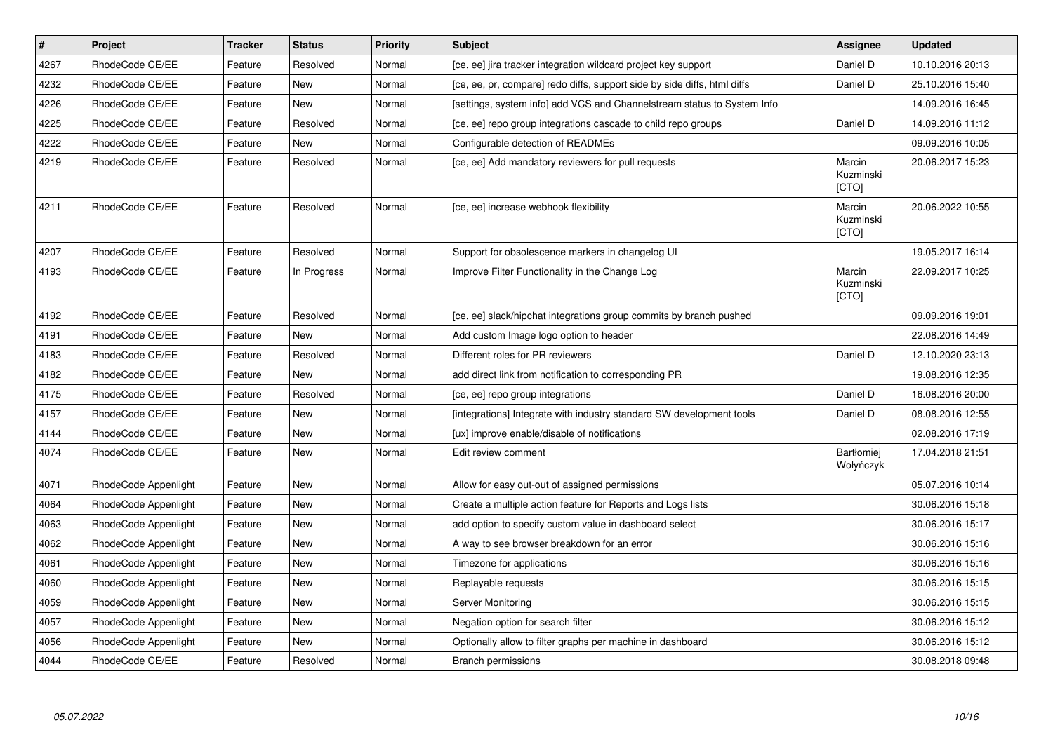| # | Project | Tracker | Status | Priority | Subject | Assignee | Updated |
|---|---|---|---|---|---|---|---|
| 4267 | RhodeCode CE/EE | Feature | Resolved | Normal | [ce, ee] jira tracker integration wildcard project key support | Daniel D | 10.10.2016 20:13 |
| 4232 | RhodeCode CE/EE | Feature | New | Normal | [ce, ee, pr, compare] redo diffs, support side by side diffs, html diffs | Daniel D | 25.10.2016 15:40 |
| 4226 | RhodeCode CE/EE | Feature | New | Normal | [settings, system info] add VCS and Channelstream status to System Info | | 14.09.2016 16:45 |
| 4225 | RhodeCode CE/EE | Feature | Resolved | Normal | [ce, ee] repo group integrations cascade to child repo groups | Daniel D | 14.09.2016 11:12 |
| 4222 | RhodeCode CE/EE | Feature | New | Normal | Configurable detection of READMEs | | 09.09.2016 10:05 |
| 4219 | RhodeCode CE/EE | Feature | Resolved | Normal | [ce, ee] Add mandatory reviewers for pull requests | Marcin Kuzminski [CTO] | 20.06.2017 15:23 |
| 4211 | RhodeCode CE/EE | Feature | Resolved | Normal | [ce, ee] increase webhook flexibility | Marcin Kuzminski [CTO] | 20.06.2022 10:55 |
| 4207 | RhodeCode CE/EE | Feature | Resolved | Normal | Support for obsolescence markers in changelog UI | | 19.05.2017 16:14 |
| 4193 | RhodeCode CE/EE | Feature | In Progress | Normal | Improve Filter Functionality in the Change Log | Marcin Kuzminski [CTO] | 22.09.2017 10:25 |
| 4192 | RhodeCode CE/EE | Feature | Resolved | Normal | [ce, ee] slack/hipchat integrations group commits by branch pushed | | 09.09.2016 19:01 |
| 4191 | RhodeCode CE/EE | Feature | New | Normal | Add custom Image logo option to header | | 22.08.2016 14:49 |
| 4183 | RhodeCode CE/EE | Feature | Resolved | Normal | Different roles for PR reviewers | Daniel D | 12.10.2020 23:13 |
| 4182 | RhodeCode CE/EE | Feature | New | Normal | add direct link from notification to corresponding PR | | 19.08.2016 12:35 |
| 4175 | RhodeCode CE/EE | Feature | Resolved | Normal | [ce, ee] repo group integrations | Daniel D | 16.08.2016 20:00 |
| 4157 | RhodeCode CE/EE | Feature | New | Normal | [integrations] Integrate with industry standard SW development tools | Daniel D | 08.08.2016 12:55 |
| 4144 | RhodeCode CE/EE | Feature | New | Normal | [ux] improve enable/disable of notifications | | 02.08.2016 17:19 |
| 4074 | RhodeCode CE/EE | Feature | New | Normal | Edit review comment | Bartłomiej Wołyńczyk | 17.04.2018 21:51 |
| 4071 | RhodeCode Appenlight | Feature | New | Normal | Allow for easy out-out of assigned permissions | | 05.07.2016 10:14 |
| 4064 | RhodeCode Appenlight | Feature | New | Normal | Create a multiple action feature for Reports and Logs lists | | 30.06.2016 15:18 |
| 4063 | RhodeCode Appenlight | Feature | New | Normal | add option to specify custom value in dashboard select | | 30.06.2016 15:17 |
| 4062 | RhodeCode Appenlight | Feature | New | Normal | A way to see browser breakdown for an error | | 30.06.2016 15:16 |
| 4061 | RhodeCode Appenlight | Feature | New | Normal | Timezone for applications | | 30.06.2016 15:16 |
| 4060 | RhodeCode Appenlight | Feature | New | Normal | Replayable requests | | 30.06.2016 15:15 |
| 4059 | RhodeCode Appenlight | Feature | New | Normal | Server Monitoring | | 30.06.2016 15:15 |
| 4057 | RhodeCode Appenlight | Feature | New | Normal | Negation option for search filter | | 30.06.2016 15:12 |
| 4056 | RhodeCode Appenlight | Feature | New | Normal | Optionally allow to filter graphs per machine in dashboard | | 30.06.2016 15:12 |
| 4044 | RhodeCode CE/EE | Feature | Resolved | Normal | Branch permissions | | 30.08.2018 09:48 |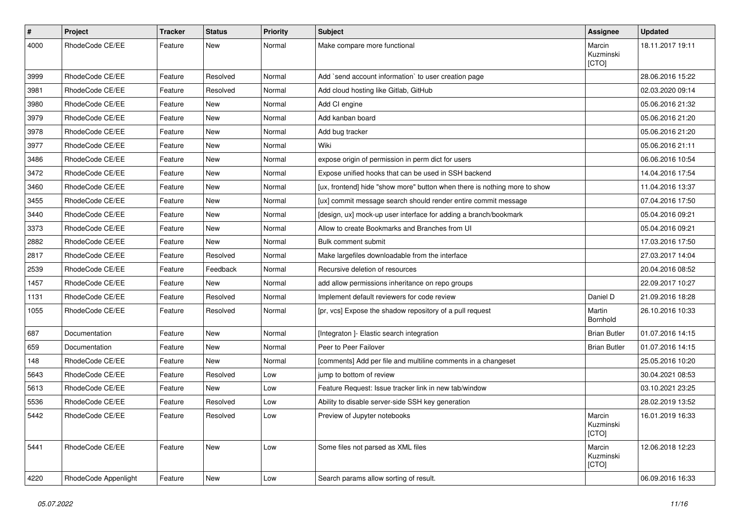| # | Project | Tracker | Status | Priority | Subject | Assignee | Updated |
|---|---|---|---|---|---|---|---|
| 4000 | RhodeCode CE/EE | Feature | New | Normal | Make compare more functional | Marcin Kuzminski [CTO] | 18.11.2017 19:11 |
| 3999 | RhodeCode CE/EE | Feature | Resolved | Normal | Add `send account information` to user creation page | | 28.06.2016 15:22 |
| 3981 | RhodeCode CE/EE | Feature | Resolved | Normal | Add cloud hosting like Gitlab, GitHub | | 02.03.2020 09:14 |
| 3980 | RhodeCode CE/EE | Feature | New | Normal | Add CI engine | | 05.06.2016 21:32 |
| 3979 | RhodeCode CE/EE | Feature | New | Normal | Add kanban board | | 05.06.2016 21:20 |
| 3978 | RhodeCode CE/EE | Feature | New | Normal | Add bug tracker | | 05.06.2016 21:20 |
| 3977 | RhodeCode CE/EE | Feature | New | Normal | Wiki | | 05.06.2016 21:11 |
| 3486 | RhodeCode CE/EE | Feature | New | Normal | expose origin of permission in perm dict for users | | 06.06.2016 10:54 |
| 3472 | RhodeCode CE/EE | Feature | New | Normal | Expose unified hooks that can be used in SSH backend | | 14.04.2016 17:54 |
| 3460 | RhodeCode CE/EE | Feature | New | Normal | [ux, frontend] hide "show more" button when there is nothing more to show | | 11.04.2016 13:37 |
| 3455 | RhodeCode CE/EE | Feature | New | Normal | [ux] commit message search should render entire commit message | | 07.04.2016 17:50 |
| 3440 | RhodeCode CE/EE | Feature | New | Normal | [design, ux] mock-up user interface for adding a branch/bookmark | | 05.04.2016 09:21 |
| 3373 | RhodeCode CE/EE | Feature | New | Normal | Allow to create Bookmarks and Branches from UI | | 05.04.2016 09:21 |
| 2882 | RhodeCode CE/EE | Feature | New | Normal | Bulk comment submit | | 17.03.2016 17:50 |
| 2817 | RhodeCode CE/EE | Feature | Resolved | Normal | Make largefiles downloadable from the interface | | 27.03.2017 14:04 |
| 2539 | RhodeCode CE/EE | Feature | Feedback | Normal | Recursive deletion of resources | | 20.04.2016 08:52 |
| 1457 | RhodeCode CE/EE | Feature | New | Normal | add allow permissions inheritance on repo groups | | 22.09.2017 10:27 |
| 1131 | RhodeCode CE/EE | Feature | Resolved | Normal | Implement default reviewers for code review | Daniel D | 21.09.2016 18:28 |
| 1055 | RhodeCode CE/EE | Feature | Resolved | Normal | [pr, vcs] Expose the shadow repository of a pull request | Martin Bornhold | 26.10.2016 10:33 |
| 687 | Documentation | Feature | New | Normal | [Integraton ]- Elastic search integration | Brian Butler | 01.07.2016 14:15 |
| 659 | Documentation | Feature | New | Normal | Peer to Peer Failover | Brian Butler | 01.07.2016 14:15 |
| 148 | RhodeCode CE/EE | Feature | New | Normal | [comments] Add per file and multiline comments in a changeset | | 25.05.2016 10:20 |
| 5643 | RhodeCode CE/EE | Feature | Resolved | Low | jump to bottom of review | | 30.04.2021 08:53 |
| 5613 | RhodeCode CE/EE | Feature | New | Low | Feature Request: Issue tracker link in new tab/window | | 03.10.2021 23:25 |
| 5536 | RhodeCode CE/EE | Feature | Resolved | Low | Ability to disable server-side SSH key generation | | 28.02.2019 13:52 |
| 5442 | RhodeCode CE/EE | Feature | Resolved | Low | Preview of Jupyter notebooks | Marcin Kuzminski [CTO] | 16.01.2019 16:33 |
| 5441 | RhodeCode CE/EE | Feature | New | Low | Some files not parsed as XML files | Marcin Kuzminski [CTO] | 12.06.2018 12:23 |
| 4220 | RhodeCode Appenlight | Feature | New | Low | Search params allow sorting of result. | | 06.09.2016 16:33 |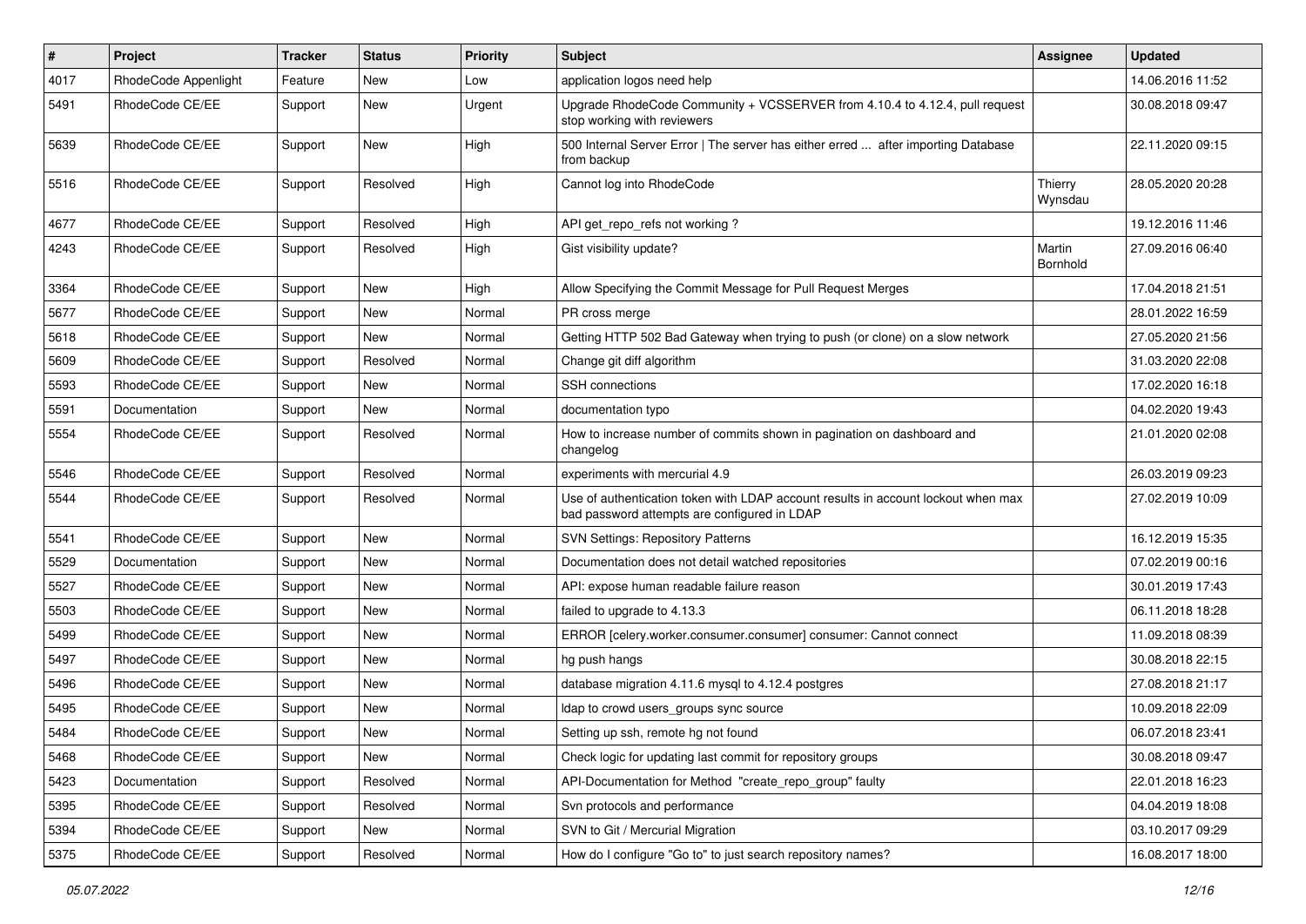| # | Project | Tracker | Status | Priority | Subject | Assignee | Updated |
|---|---|---|---|---|---|---|---|
| 4017 | RhodeCode Appenlight | Feature | New | Low | application logos need help | | 14.06.2016 11:52 |
| 5491 | RhodeCode CE/EE | Support | New | Urgent | Upgrade RhodeCode Community + VCSSERVER from 4.10.4 to 4.12.4, pull request stop working with reviewers | | 30.08.2018 09:47 |
| 5639 | RhodeCode CE/EE | Support | New | High | 500 Internal Server Error \| The server has either erred ... after importing Database from backup | | 22.11.2020 09:15 |
| 5516 | RhodeCode CE/EE | Support | Resolved | High | Cannot log into RhodeCode | Thierry Wynsdau | 28.05.2020 20:28 |
| 4677 | RhodeCode CE/EE | Support | Resolved | High | API get_repo_refs not working ? | | 19.12.2016 11:46 |
| 4243 | RhodeCode CE/EE | Support | Resolved | High | Gist visibility update? | Martin Bornhold | 27.09.2016 06:40 |
| 3364 | RhodeCode CE/EE | Support | New | High | Allow Specifying the Commit Message for Pull Request Merges | | 17.04.2018 21:51 |
| 5677 | RhodeCode CE/EE | Support | New | Normal | PR cross merge | | 28.01.2022 16:59 |
| 5618 | RhodeCode CE/EE | Support | New | Normal | Getting HTTP 502 Bad Gateway when trying to push (or clone) on a slow network | | 27.05.2020 21:56 |
| 5609 | RhodeCode CE/EE | Support | Resolved | Normal | Change git diff algorithm | | 31.03.2020 22:08 |
| 5593 | RhodeCode CE/EE | Support | New | Normal | SSH connections | | 17.02.2020 16:18 |
| 5591 | Documentation | Support | New | Normal | documentation typo | | 04.02.2020 19:43 |
| 5554 | RhodeCode CE/EE | Support | Resolved | Normal | How to increase number of commits shown in pagination on dashboard and changelog | | 21.01.2020 02:08 |
| 5546 | RhodeCode CE/EE | Support | Resolved | Normal | experiments with mercurial 4.9 | | 26.03.2019 09:23 |
| 5544 | RhodeCode CE/EE | Support | Resolved | Normal | Use of authentication token with LDAP account results in account lockout when max bad password attempts are configured in LDAP | | 27.02.2019 10:09 |
| 5541 | RhodeCode CE/EE | Support | New | Normal | SVN Settings: Repository Patterns | | 16.12.2019 15:35 |
| 5529 | Documentation | Support | New | Normal | Documentation does not detail watched repositories | | 07.02.2019 00:16 |
| 5527 | RhodeCode CE/EE | Support | New | Normal | API: expose human readable failure reason | | 30.01.2019 17:43 |
| 5503 | RhodeCode CE/EE | Support | New | Normal | failed to upgrade to 4.13.3 | | 06.11.2018 18:28 |
| 5499 | RhodeCode CE/EE | Support | New | Normal | ERROR [celery.worker.consumer.consumer] consumer: Cannot connect | | 11.09.2018 08:39 |
| 5497 | RhodeCode CE/EE | Support | New | Normal | hg push hangs | | 30.08.2018 22:15 |
| 5496 | RhodeCode CE/EE | Support | New | Normal | database migration 4.11.6 mysql to 4.12.4 postgres | | 27.08.2018 21:17 |
| 5495 | RhodeCode CE/EE | Support | New | Normal | ldap to crowd users_groups sync source | | 10.09.2018 22:09 |
| 5484 | RhodeCode CE/EE | Support | New | Normal | Setting up ssh, remote hg not found | | 06.07.2018 23:41 |
| 5468 | RhodeCode CE/EE | Support | New | Normal | Check logic for updating last commit for repository groups | | 30.08.2018 09:47 |
| 5423 | Documentation | Support | Resolved | Normal | API-Documentation for Method "create_repo_group" faulty | | 22.01.2018 16:23 |
| 5395 | RhodeCode CE/EE | Support | Resolved | Normal | Svn protocols and performance | | 04.04.2019 18:08 |
| 5394 | RhodeCode CE/EE | Support | New | Normal | SVN to Git / Mercurial Migration | | 03.10.2017 09:29 |
| 5375 | RhodeCode CE/EE | Support | Resolved | Normal | How do I configure "Go to" to just search repository names? | | 16.08.2017 18:00 |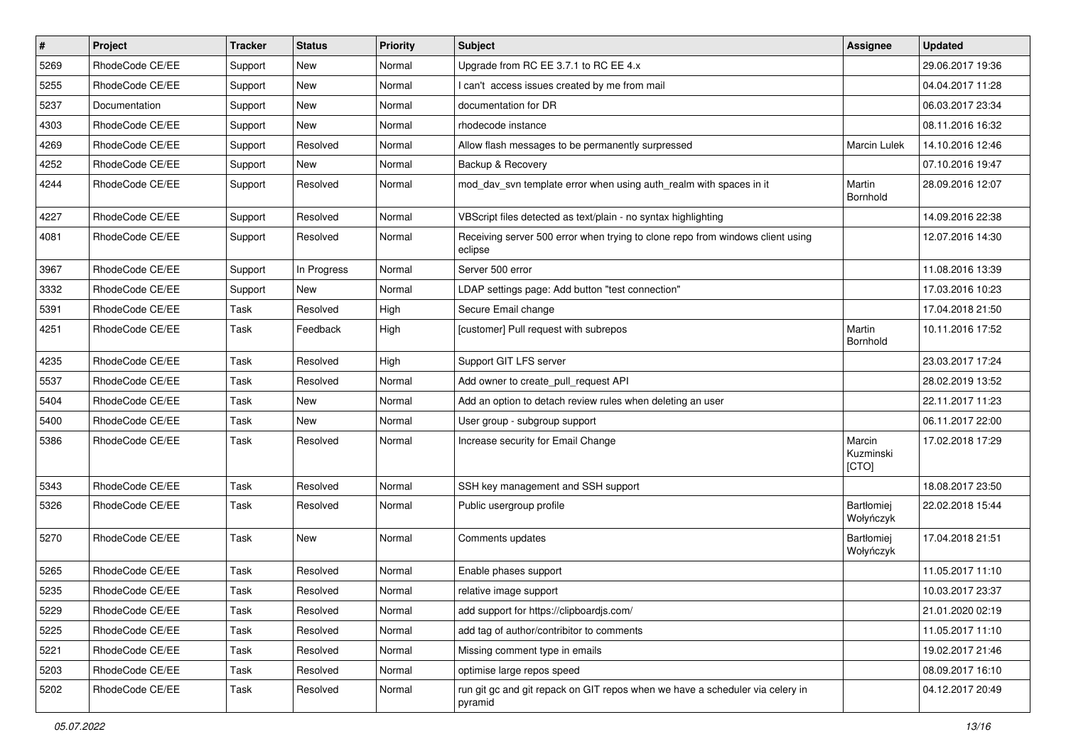| # | Project | Tracker | Status | Priority | Subject | Assignee | Updated |
|---|---|---|---|---|---|---|---|
| 5269 | RhodeCode CE/EE | Support | New | Normal | Upgrade from RC EE 3.7.1 to RC EE 4.x | | 29.06.2017 19:36 |
| 5255 | RhodeCode CE/EE | Support | New | Normal | I can't access issues created by me from mail | | 04.04.2017 11:28 |
| 5237 | Documentation | Support | New | Normal | documentation for DR | | 06.03.2017 23:34 |
| 4303 | RhodeCode CE/EE | Support | New | Normal | rhodecode instance | | 08.11.2016 16:32 |
| 4269 | RhodeCode CE/EE | Support | Resolved | Normal | Allow flash messages to be permanently surpressed | Marcin Lulek | 14.10.2016 12:46 |
| 4252 | RhodeCode CE/EE | Support | New | Normal | Backup & Recovery | | 07.10.2016 19:47 |
| 4244 | RhodeCode CE/EE | Support | Resolved | Normal | mod_dav_svn template error when using auth_realm with spaces in it | Martin Bornhold | 28.09.2016 12:07 |
| 4227 | RhodeCode CE/EE | Support | Resolved | Normal | VBScript files detected as text/plain - no syntax highlighting | | 14.09.2016 22:38 |
| 4081 | RhodeCode CE/EE | Support | Resolved | Normal | Receiving server 500 error when trying to clone repo from windows client using eclipse | | 12.07.2016 14:30 |
| 3967 | RhodeCode CE/EE | Support | In Progress | Normal | Server 500 error | | 11.08.2016 13:39 |
| 3332 | RhodeCode CE/EE | Support | New | Normal | LDAP settings page: Add button "test connection" | | 17.03.2016 10:23 |
| 5391 | RhodeCode CE/EE | Task | Resolved | High | Secure Email change | | 17.04.2018 21:50 |
| 4251 | RhodeCode CE/EE | Task | Feedback | High | [customer] Pull request with subrepos | Martin Bornhold | 10.11.2016 17:52 |
| 4235 | RhodeCode CE/EE | Task | Resolved | High | Support GIT LFS server | | 23.03.2017 17:24 |
| 5537 | RhodeCode CE/EE | Task | Resolved | Normal | Add owner to create_pull_request API | | 28.02.2019 13:52 |
| 5404 | RhodeCode CE/EE | Task | New | Normal | Add an option to detach review rules when deleting an user | | 22.11.2017 11:23 |
| 5400 | RhodeCode CE/EE | Task | New | Normal | User group - subgroup support | | 06.11.2017 22:00 |
| 5386 | RhodeCode CE/EE | Task | Resolved | Normal | Increase security for Email Change | Marcin Kuzminski [CTO] | 17.02.2018 17:29 |
| 5343 | RhodeCode CE/EE | Task | Resolved | Normal | SSH key management and SSH support | | 18.08.2017 23:50 |
| 5326 | RhodeCode CE/EE | Task | Resolved | Normal | Public usergroup profile | Bartłomiej Wołyńczyk | 22.02.2018 15:44 |
| 5270 | RhodeCode CE/EE | Task | New | Normal | Comments updates | Bartłomiej Wołyńczyk | 17.04.2018 21:51 |
| 5265 | RhodeCode CE/EE | Task | Resolved | Normal | Enable phases support | | 11.05.2017 11:10 |
| 5235 | RhodeCode CE/EE | Task | Resolved | Normal | relative image support | | 10.03.2017 23:37 |
| 5229 | RhodeCode CE/EE | Task | Resolved | Normal | add support for https://clipboardjs.com/ | | 21.01.2020 02:19 |
| 5225 | RhodeCode CE/EE | Task | Resolved | Normal | add tag of author/contribitor to comments | | 11.05.2017 11:10 |
| 5221 | RhodeCode CE/EE | Task | Resolved | Normal | Missing comment type in emails | | 19.02.2017 21:46 |
| 5203 | RhodeCode CE/EE | Task | Resolved | Normal | optimise large repos speed | | 08.09.2017 16:10 |
| 5202 | RhodeCode CE/EE | Task | Resolved | Normal | run git gc and git repack on GIT repos when we have a scheduler via celery in pyramid | | 04.12.2017 20:49 |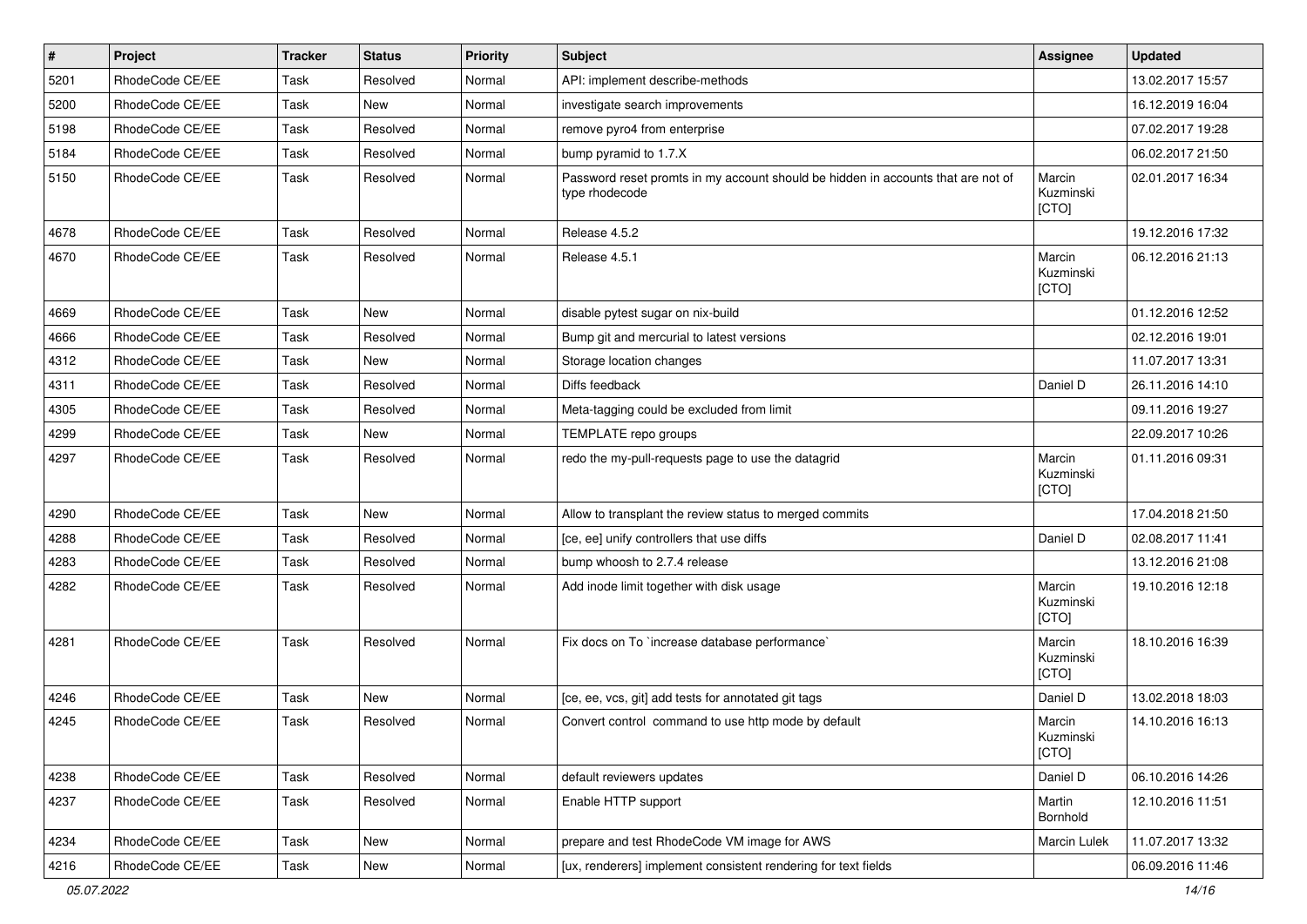| # | Project | Tracker | Status | Priority | Subject | Assignee | Updated |
|---|---|---|---|---|---|---|---|
| 5201 | RhodeCode CE/EE | Task | Resolved | Normal | API: implement describe-methods | | 13.02.2017 15:57 |
| 5200 | RhodeCode CE/EE | Task | New | Normal | investigate search improvements | | 16.12.2019 16:04 |
| 5198 | RhodeCode CE/EE | Task | Resolved | Normal | remove pyro4 from enterprise | | 07.02.2017 19:28 |
| 5184 | RhodeCode CE/EE | Task | Resolved | Normal | bump pyramid to 1.7.X | | 06.02.2017 21:50 |
| 5150 | RhodeCode CE/EE | Task | Resolved | Normal | Password reset promts in my account should be hidden in accounts that are not of type rhodecode | Marcin Kuzminski [CTO] | 02.01.2017 16:34 |
| 4678 | RhodeCode CE/EE | Task | Resolved | Normal | Release 4.5.2 | | 19.12.2016 17:32 |
| 4670 | RhodeCode CE/EE | Task | Resolved | Normal | Release 4.5.1 | Marcin Kuzminski [CTO] | 06.12.2016 21:13 |
| 4669 | RhodeCode CE/EE | Task | New | Normal | disable pytest sugar on nix-build | | 01.12.2016 12:52 |
| 4666 | RhodeCode CE/EE | Task | Resolved | Normal | Bump git and mercurial to latest versions | | 02.12.2016 19:01 |
| 4312 | RhodeCode CE/EE | Task | New | Normal | Storage location changes | | 11.07.2017 13:31 |
| 4311 | RhodeCode CE/EE | Task | Resolved | Normal | Diffs feedback | Daniel D | 26.11.2016 14:10 |
| 4305 | RhodeCode CE/EE | Task | Resolved | Normal | Meta-tagging could be excluded from limit | | 09.11.2016 19:27 |
| 4299 | RhodeCode CE/EE | Task | New | Normal | TEMPLATE repo groups | | 22.09.2017 10:26 |
| 4297 | RhodeCode CE/EE | Task | Resolved | Normal | redo the my-pull-requests page to use the datagrid | Marcin Kuzminski [CTO] | 01.11.2016 09:31 |
| 4290 | RhodeCode CE/EE | Task | New | Normal | Allow to transplant the review status to merged commits | | 17.04.2018 21:50 |
| 4288 | RhodeCode CE/EE | Task | Resolved | Normal | [ce, ee] unify controllers that use diffs | Daniel D | 02.08.2017 11:41 |
| 4283 | RhodeCode CE/EE | Task | Resolved | Normal | bump whoosh to 2.7.4 release | | 13.12.2016 21:08 |
| 4282 | RhodeCode CE/EE | Task | Resolved | Normal | Add inode limit together with disk usage | Marcin Kuzminski [CTO] | 19.10.2016 12:18 |
| 4281 | RhodeCode CE/EE | Task | Resolved | Normal | Fix docs on To `increase database performance` | Marcin Kuzminski [CTO] | 18.10.2016 16:39 |
| 4246 | RhodeCode CE/EE | Task | New | Normal | [ce, ee, vcs, git] add tests for annotated git tags | Daniel D | 13.02.2018 18:03 |
| 4245 | RhodeCode CE/EE | Task | Resolved | Normal | Convert control command to use http mode by default | Marcin Kuzminski [CTO] | 14.10.2016 16:13 |
| 4238 | RhodeCode CE/EE | Task | Resolved | Normal | default reviewers updates | Daniel D | 06.10.2016 14:26 |
| 4237 | RhodeCode CE/EE | Task | Resolved | Normal | Enable HTTP support | Martin Bornhold | 12.10.2016 11:51 |
| 4234 | RhodeCode CE/EE | Task | New | Normal | prepare and test RhodeCode VM image for AWS | Marcin Lulek | 11.07.2017 13:32 |
| 4216 | RhodeCode CE/EE | Task | New | Normal | [ux, renderers] implement consistent rendering for text fields | | 06.09.2016 11:46 |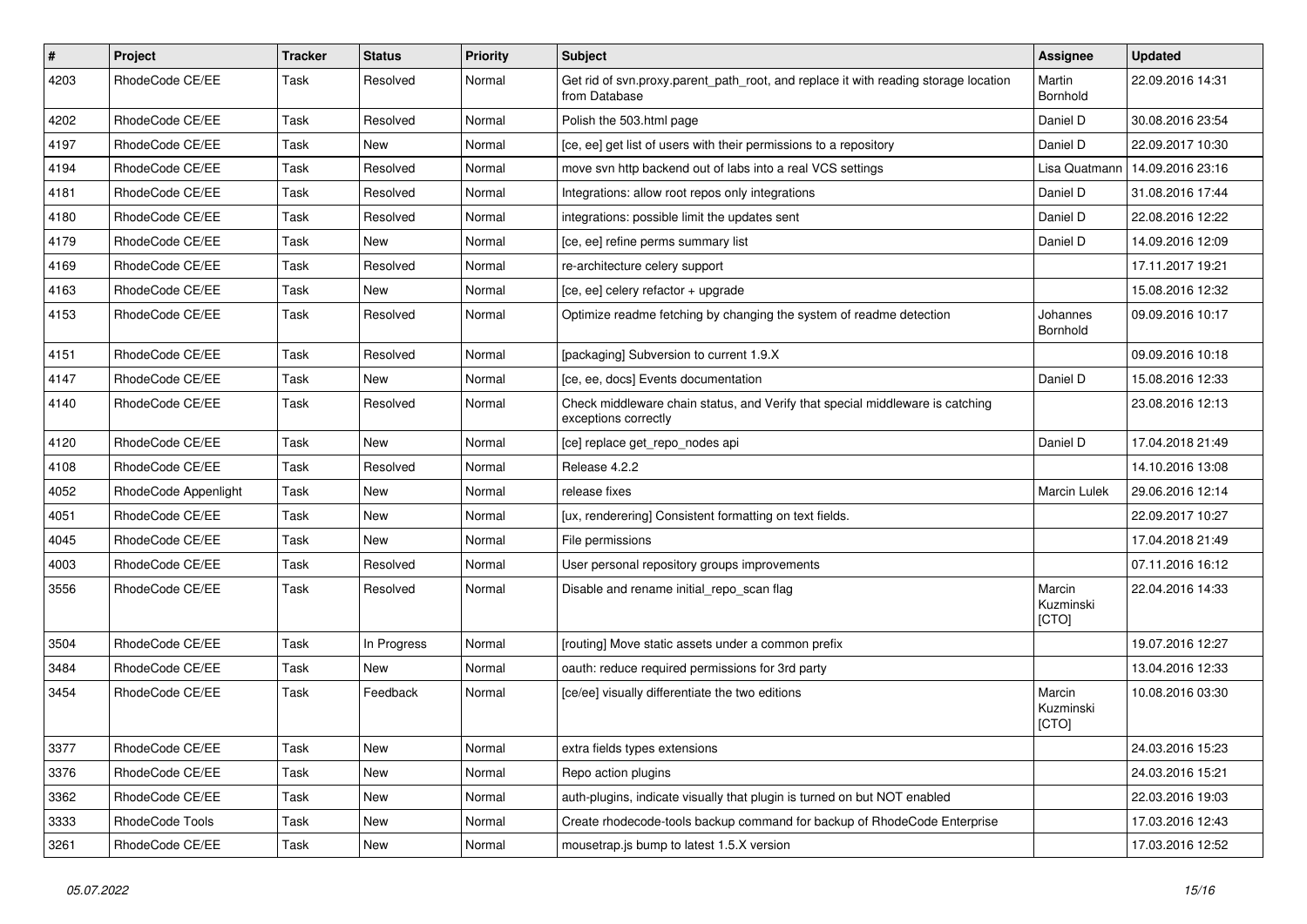| # | Project | Tracker | Status | Priority | Subject | Assignee | Updated |
|---|---|---|---|---|---|---|---|
| 4203 | RhodeCode CE/EE | Task | Resolved | Normal | Get rid of svn.proxy.parent_path_root, and replace it with reading storage location from Database | Martin Bornhold | 22.09.2016 14:31 |
| 4202 | RhodeCode CE/EE | Task | Resolved | Normal | Polish the 503.html page | Daniel D | 30.08.2016 23:54 |
| 4197 | RhodeCode CE/EE | Task | New | Normal | [ce, ee] get list of users with their permissions to a repository | Daniel D | 22.09.2017 10:30 |
| 4194 | RhodeCode CE/EE | Task | Resolved | Normal | move svn http backend out of labs into a real VCS settings | Lisa Quatmann | 14.09.2016 23:16 |
| 4181 | RhodeCode CE/EE | Task | Resolved | Normal | Integrations: allow root repos only integrations | Daniel D | 31.08.2016 17:44 |
| 4180 | RhodeCode CE/EE | Task | Resolved | Normal | integrations: possible limit the updates sent | Daniel D | 22.08.2016 12:22 |
| 4179 | RhodeCode CE/EE | Task | New | Normal | [ce, ee] refine perms summary list | Daniel D | 14.09.2016 12:09 |
| 4169 | RhodeCode CE/EE | Task | Resolved | Normal | re-architecture celery support | | 17.11.2017 19:21 |
| 4163 | RhodeCode CE/EE | Task | New | Normal | [ce, ee] celery refactor + upgrade | | 15.08.2016 12:32 |
| 4153 | RhodeCode CE/EE | Task | Resolved | Normal | Optimize readme fetching by changing the system of readme detection | Johannes Bornhold | 09.09.2016 10:17 |
| 4151 | RhodeCode CE/EE | Task | Resolved | Normal | [packaging] Subversion to current 1.9.X | | 09.09.2016 10:18 |
| 4147 | RhodeCode CE/EE | Task | New | Normal | [ce, ee, docs] Events documentation | Daniel D | 15.08.2016 12:33 |
| 4140 | RhodeCode CE/EE | Task | Resolved | Normal | Check middleware chain status, and Verify that special middleware is catching exceptions correctly | | 23.08.2016 12:13 |
| 4120 | RhodeCode CE/EE | Task | New | Normal | [ce] replace get_repo_nodes api | Daniel D | 17.04.2018 21:49 |
| 4108 | RhodeCode CE/EE | Task | Resolved | Normal | Release 4.2.2 | | 14.10.2016 13:08 |
| 4052 | RhodeCode Appenlight | Task | New | Normal | release fixes | Marcin Lulek | 29.06.2016 12:14 |
| 4051 | RhodeCode CE/EE | Task | New | Normal | [ux, renderering] Consistent formatting on text fields. | | 22.09.2017 10:27 |
| 4045 | RhodeCode CE/EE | Task | New | Normal | File permissions | | 17.04.2018 21:49 |
| 4003 | RhodeCode CE/EE | Task | Resolved | Normal | User personal repository groups improvements | | 07.11.2016 16:12 |
| 3556 | RhodeCode CE/EE | Task | Resolved | Normal | Disable and rename initial_repo_scan flag | Marcin Kuzminski [CTO] | 22.04.2016 14:33 |
| 3504 | RhodeCode CE/EE | Task | In Progress | Normal | [routing] Move static assets under a common prefix | | 19.07.2016 12:27 |
| 3484 | RhodeCode CE/EE | Task | New | Normal | oauth: reduce required permissions for 3rd party | | 13.04.2016 12:33 |
| 3454 | RhodeCode CE/EE | Task | Feedback | Normal | [ce/ee] visually differentiate the two editions | Marcin Kuzminski [CTO] | 10.08.2016 03:30 |
| 3377 | RhodeCode CE/EE | Task | New | Normal | extra fields types extensions | | 24.03.2016 15:23 |
| 3376 | RhodeCode CE/EE | Task | New | Normal | Repo action plugins | | 24.03.2016 15:21 |
| 3362 | RhodeCode CE/EE | Task | New | Normal | auth-plugins, indicate visually that plugin is turned on but NOT enabled | | 22.03.2016 19:03 |
| 3333 | RhodeCode Tools | Task | New | Normal | Create rhodecode-tools backup command for backup of RhodeCode Enterprise | | 17.03.2016 12:43 |
| 3261 | RhodeCode CE/EE | Task | New | Normal | mousetrap.js bump to latest 1.5.X version | | 17.03.2016 12:52 |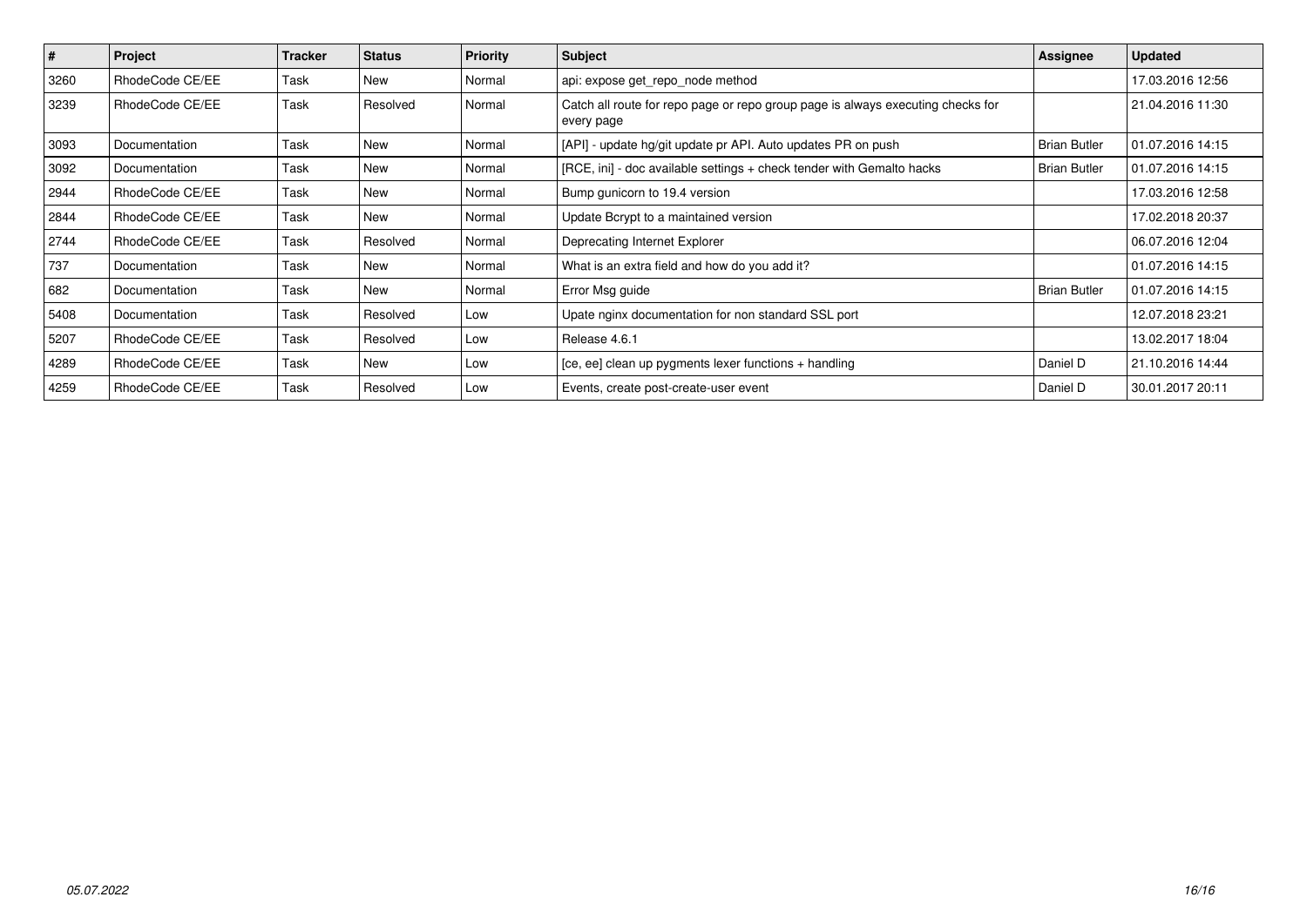| # | Project | Tracker | Status | Priority | Subject | Assignee | Updated |
|---|---|---|---|---|---|---|---|
| 3260 | RhodeCode CE/EE | Task | New | Normal | api: expose get_repo_node method | | 17.03.2016 12:56 |
| 3239 | RhodeCode CE/EE | Task | Resolved | Normal | Catch all route for repo page or repo group page is always executing checks for every page | | 21.04.2016 11:30 |
| 3093 | Documentation | Task | New | Normal | [API] - update hg/git update pr API. Auto updates PR on push | Brian Butler | 01.07.2016 14:15 |
| 3092 | Documentation | Task | New | Normal | [RCE, ini] - doc available settings + check tender with Gemalto hacks | Brian Butler | 01.07.2016 14:15 |
| 2944 | RhodeCode CE/EE | Task | New | Normal | Bump gunicorn to 19.4 version | | 17.03.2016 12:58 |
| 2844 | RhodeCode CE/EE | Task | New | Normal | Update Bcrypt to a maintained version | | 17.02.2018 20:37 |
| 2744 | RhodeCode CE/EE | Task | Resolved | Normal | Deprecating Internet Explorer | | 06.07.2016 12:04 |
| 737 | Documentation | Task | New | Normal | What is an extra field and how do you add it? | | 01.07.2016 14:15 |
| 682 | Documentation | Task | New | Normal | Error Msg guide | Brian Butler | 01.07.2016 14:15 |
| 5408 | Documentation | Task | Resolved | Low | Upate nginx documentation for non standard SSL port | | 12.07.2018 23:21 |
| 5207 | RhodeCode CE/EE | Task | Resolved | Low | Release 4.6.1 | | 13.02.2017 18:04 |
| 4289 | RhodeCode CE/EE | Task | New | Low | [ce, ee] clean up pygments lexer functions + handling | Daniel D | 21.10.2016 14:44 |
| 4259 | RhodeCode CE/EE | Task | Resolved | Low | Events, create post-create-user event | Daniel D | 30.01.2017 20:11 |